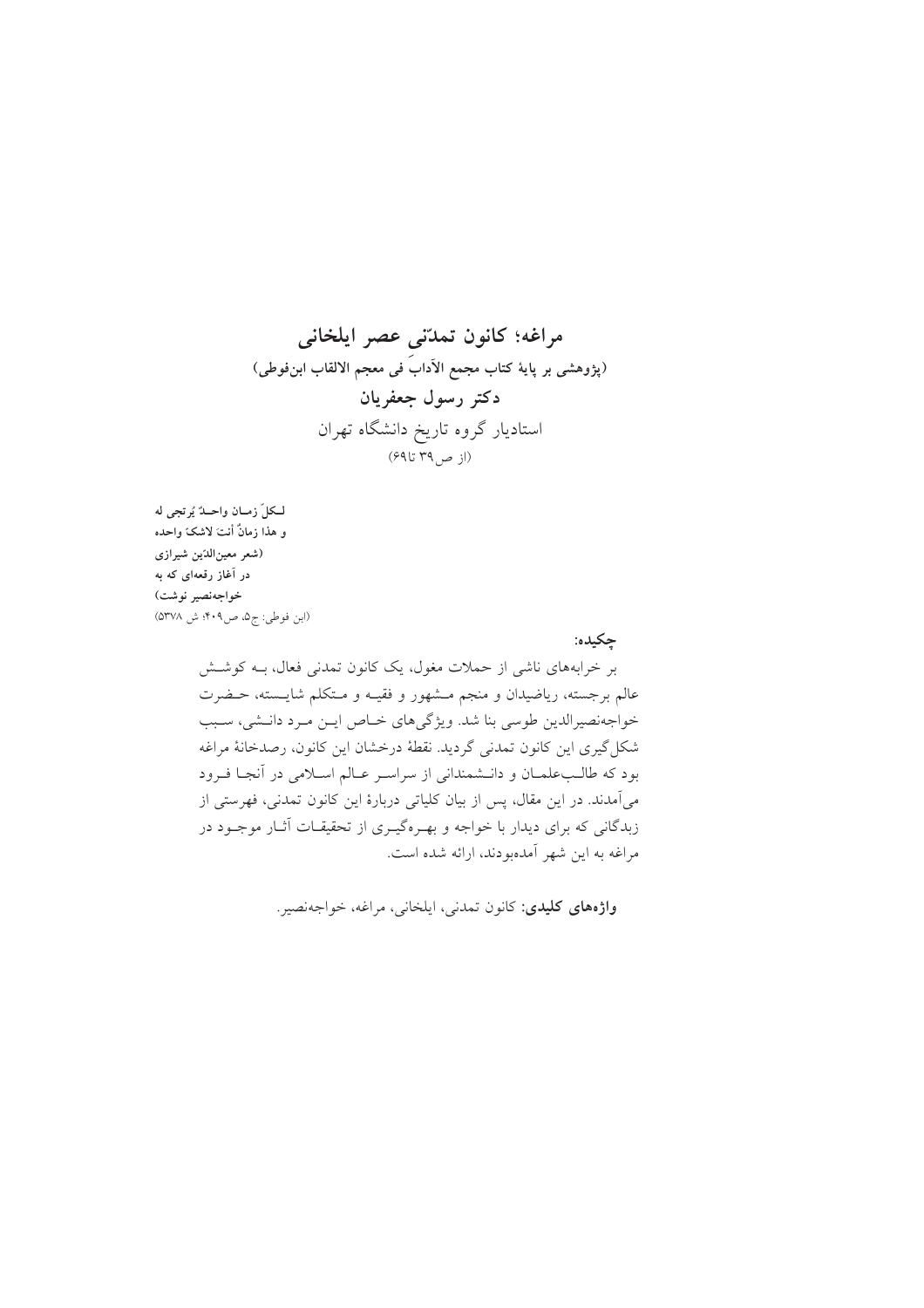# مراغه؛ کانون تمدّنی عصر ایلخانی

**(پژوهشی بر پایهٔ کتاب مجمع الآدابِ فی معجم الالقاب ابن‌فوطی)**

**دکتر رسول جعفریان**

استادیار گروه تاریخ دانشگاه تهران

(از ص۳۹ تا۶۹)

**لـکلّ زمـان واحـدٌ یُرتجی له**
**و هذا زمانٌ أنتَ لاشکَ واحده**
**(شعر معین‌الدّین شیرازی**
**در آغاز رقعه‌ای که به**
**خواجه‌نصیر نوشت)**
(ابن فوطی: ج۵، ص۴۰۹؛ ش ۵۳۷۸)

**چکیده:**

بر خرابه‌های ناشی از حملات مغول، یک کانون تمدنی فعال، بـه کوشـش عالم برجسته، ریاضیدان و منجم مـشهور و فقیـه و مـتکلم شایـسته، حـضرت خواجه‌نصیرالدین طوسی بنا شد. ویژگی‌های خـاص ایـن مـرد دانـشی، سـبب شکل‌گیری این کانون تمدنی گردید. نقطهٔ درخشان این کانون، رصدخانهٔ مراغه بود که طالـب‌علمـان و دانـشمندانی از سراسـر عـالم اسـلامی در آنجـا فـرود می‌آمدند. در این مقال، پس از بیان کلیاتی دربارهٔ این کانون تمدنی، فهرستی از زبدگانی که برای دیدار با خواجه و بهـره‌گیـری از تحقیقـات آثـار موجـود در مراغه به این شهر آمده‌بودند، ارائه شده است.

**واژه‌های کلیدی:** کانون تمدنی، ایلخانی، مراغه، خواجه‌نصیر.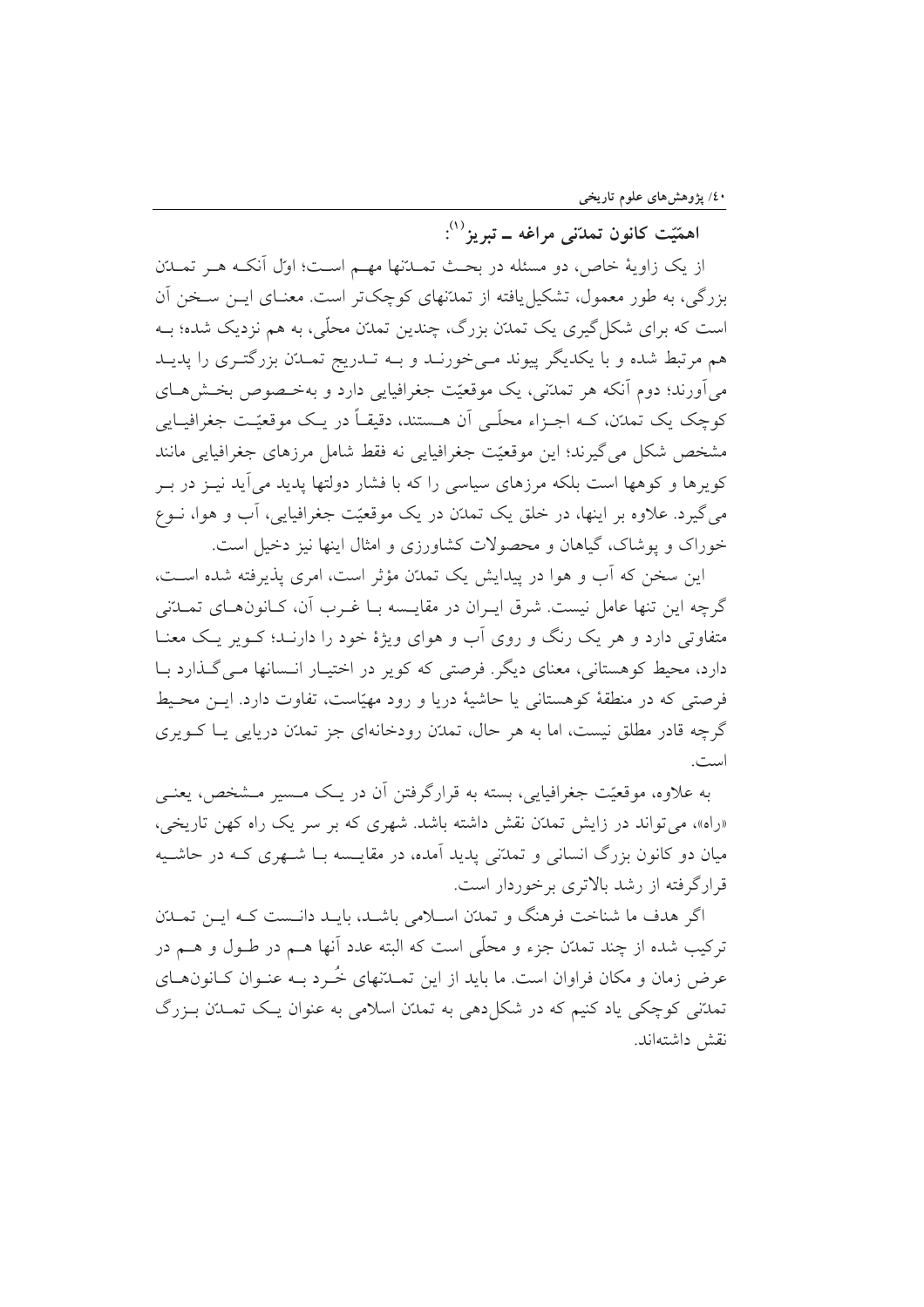### اهمّیّت کانون تمدّنی مراغه ـ تبریز[1]:

از یک زاویهٔ خاص، دو مسئله در بحث تمدّنها مهم است؛ اوّل آنکه هر تمدّن بزرگی، به طور معمول، تشکیل‌یافته از تمدّنهای کوچک‌تر است. معنای این سخن آن است که برای شکل‌گیری یک تمدّن بزرگ، چندین تمدّن محلّی، به هم نزدیک شده؛ به هم مرتبط شده و با یکدیگر پیوند می‌خورند و به تدریج تمدّن بزرگتری را پدید می‌آورند؛ دوم آنکه هر تمدّنی، یک موقعیّت جغرافیایی دارد و به‌خصوص بخش‌های کوچک یک تمدّن، که اجزاء محلّی آن هستند، دقیقاً در یک موقعیّت جغرافیایی مشخص شکل می‌گیرند؛ این موقعیّت جغرافیایی نه فقط شامل مرزهای جغرافیایی مانند کویرها و کوهها است بلکه مرزهای سیاسی را که با فشار دولتها پدید می‌آید نیز در بر می‌گیرد. علاوه بر اینها، در خلق یک تمدّن در یک موقعیّت جغرافیایی، آب و هوا، نوع خوراک و پوشاک، گیاهان و محصولات کشاورزی و امثال اینها نیز دخیل است.

این سخن که آب و هوا در پیدایش یک تمدّن مؤثر است، امری پذیرفته شده است، گرچه این تنها عامل نیست. شرق ایران در مقایسه با غرب آن، کانون‌های تمدّنی متفاوتی دارد و هر یک رنگ و روی آب و هوای ویژهٔ خود را دارند؛ کویر یک معنا دارد، محیط کوهستانی، معنای دیگر. فرصتی که کویر در اختیار انسانها می‌گذارد با فرصتی که در منطقهٔ کوهستانی یا حاشیهٔ دریا و رود مهیّاست، تفاوت دارد. این محیط گرچه قادر مطلق نیست، اما به هر حال، تمدّن رودخانه‌ای جز تمدّن دریایی یا کویری است.

به علاوه، موقعیّت جغرافیایی، بسته به قرارگرفتن آن در یک مسیر مشخص، یعنی «راه»، می‌تواند در زایش تمدّن نقش داشته باشد. شهری که بر سر یک راه کهن تاریخی، میان دو کانون بزرگ انسانی و تمدّنی پدید آمده، در مقایسه با شهری که در حاشیه قرارگرفته از رشد بالاتری برخوردار است.

اگر هدف ما شناخت فرهنگ و تمدّن اسلامی باشد، باید دانست که این تمدّن ترکیب شده از چند تمدّن جزء و محلّی است که البته عدد آنها هم در طول و هم در عرض زمان و مکان فراوان است. ما باید از این تمدّنهای خُرد به عنوان کانون‌های تمدّنی کوچکی یاد کنیم که در شکل‌دهی به تمدّن اسلامی به عنوان یک تمدّن بزرگ نقش داشته‌اند.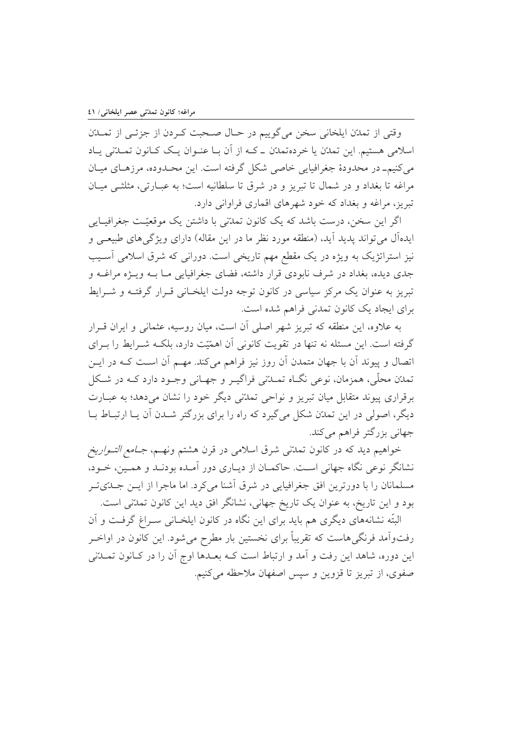وقتی از تمدّن ایلخانی سخن می‌گوییم در حال صحبت کردن از جزئی از تمدّن اسلامی هستیم. این تمدّن یا خرده‌تمدّن ـ که از آن با عنوان یک کانون تمدّنی یاد می‌کنیم ـ در محدودهٔ جغرافیایی خاصی شکل گرفته است. این محدوده، مرزهای میان مراغه تا بغداد و در شمال تا تبریز و در شرق تا سلطانیه است؛ به عبارتی، مثلثی میان تبریز، مراغه و بغداد که خود شهرهای اقماری فراوانی دارد.

اگر این سخن، درست باشد که یک کانون تمدّنی با داشتن یک موقعیّت جغرافیایی ایده‌آل می‌تواند پدید آید، (منطقه مورد نظر ما در این مقاله) دارای ویژگی‌های طبیعی و نیز استراتژیک به ویژه در یک مقطع مهم تاریخی است. دورانی که شرق اسلامی آسیب جدی دیده، بغداد در شرف نابودی قرار داشته، فضای جغرافیایی ما به ویژه مراغه و تبریز به عنوان یک مرکز سیاسی در کانون توجه دولت ایلخانی قرار گرفته و شرایط برای ایجاد یک کانون تمدنی فراهم شده است.

به علاوه، این منطقه که تبریز شهر اصلی آن است، میان روسیه، عثمانی و ایران قرار گرفته است. این مسئله نه تنها در تقویت کانونی آن اهمّیّت دارد، بلکه شرایط را برای اتصال و پیوند آن با جهان متمدن آن روز نیز فراهم می‌کند. مهم آن است که در این تمدّن محلّی، همزمان، نوعی نگاه تمدّنی فراگیر و جهانی وجود دارد که در شکل برقراری پیوند متقابل میان تبریز و نواحی تمدّنی دیگر خود را نشان می‌دهد؛ به عبارت دیگر، اصولی در این تمدّن شکل می‌گیرد که راه را برای بزرگتر شدن آن یا ارتباط با جهانی بزرگتر فراهم می‌کند.

خواهیم دید که در کانون تمدّنی شرق اسلامی در قرن هشتم ونهم، *جامع التواریخ* نشانگر نوعی نگاه جهانی است. حاکمان از دیاری دور آمده بودند و همین، خود، مسلمانان را با دورترین افق جغرافیایی در شرق آشنا می‌کرد. اما ماجرا از این جدّی‌تر بود و این تاریخ، به عنوان یک تاریخ جهانی، نشانگر افق دید این کانون تمدّنی است.

البتّه نشانه‌های دیگری هم باید برای این نگاه در کانون ایلخانی سراغ گرفت و آن رفت‌وآمد فرنگی‌هاست که تقریباً برای نخستین بار مطرح می‌شود. این کانون در اواخر این دوره، شاهد این رفت و آمد و ارتباط است که بعدها اوج آن را در کانون تمدّنی صفوی، از تبریز تا قزوین و سپس اصفهان ملاحظه می‌کنیم.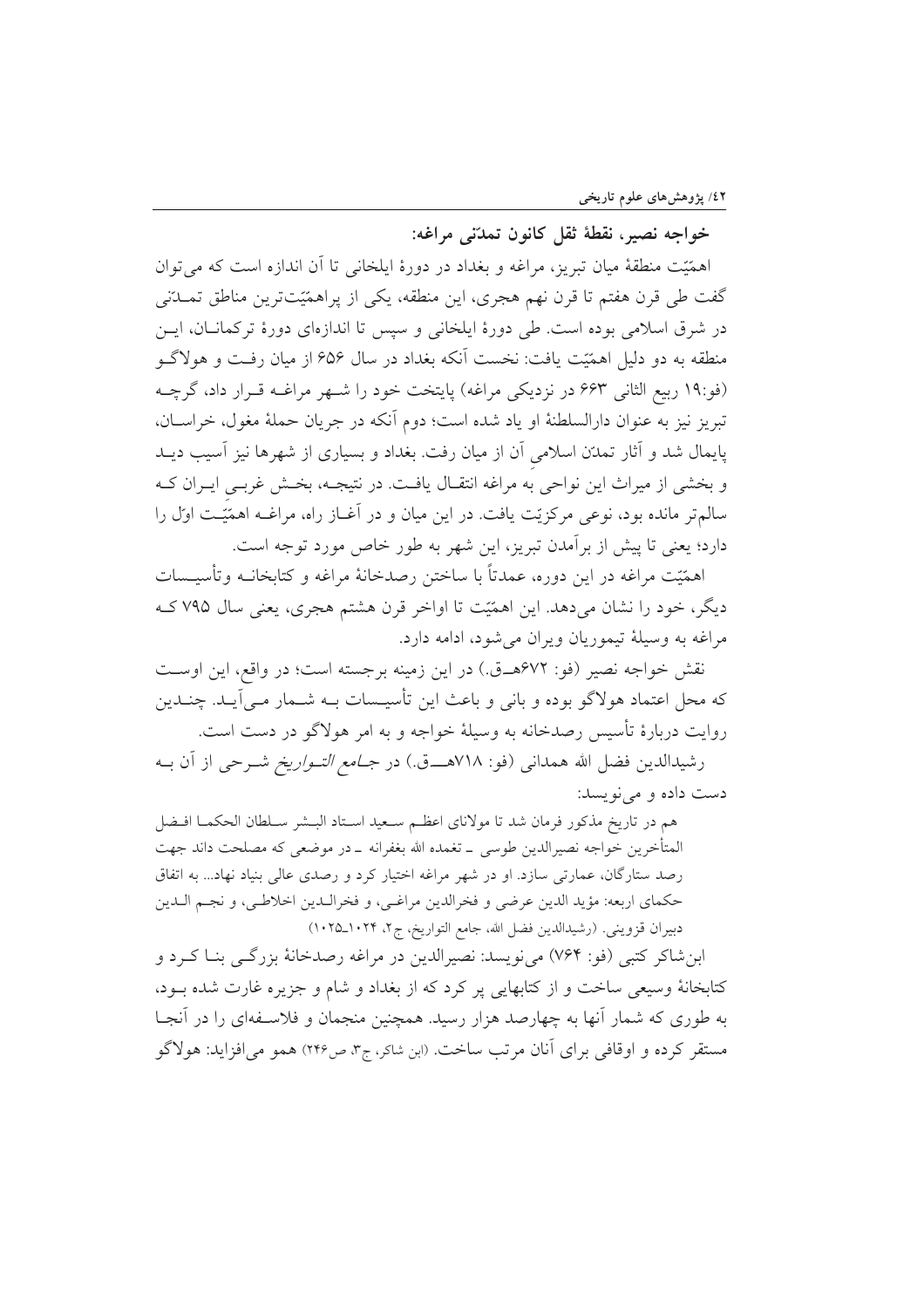### خواجه نصیر، نقطهٔ ثقل کانون تمدّنی مراغه:

اهمّیّت منطقهٔ میان تبریز، مراغه و بغداد در دورهٔ ایلخانی تا آن اندازه است که می‌توان گفت طی قرن هفتم تا قرن نهم هجری، این منطقه، یکی از پراهمّیّت‌ترین مناطق تمدّنی در شرق اسلامی بوده است. طی دورهٔ ایلخانی و سپس تا اندازه‌ای دورهٔ ترکمانان، این منطقه به دو دلیل اهمّیّت یافت: نخست آنکه بغداد در سال ۶۵۶ از میان رفت و هولاگو (فو:۱۹ ربیع الثانی ۶۶۳ در نزدیکی مراغه) پایتخت خود را شهر مراغه قرار داد، گرچه تبریز نیز به عنوان دارالسلطنهٔ او یاد شده است؛ دوم آنکه در جریان حملهٔ مغول، خراسان، پایمال شد و آثار تمدّن اسلامیِ آن از میان رفت. بغداد و بسیاری از شهرها نیز آسیب دید و بخشی از میراث این نواحی به مراغه انتقال یافت. در نتیجه، بخش غربیِ ایران که سالم‌تر مانده بود، نوعی مرکزیّت یافت. در این میان و در آغاز راه، مراغه اهمّیّت اوّل را دارد؛ یعنی تا پیش از برآمدن تبریز، این شهر به طور خاص مورد توجه است.

اهمّیّت مراغه در این دوره، عمدتاً با ساختن رصدخانهٔ مراغه و کتابخانه وتأسیسات دیگر، خود را نشان می‌دهد. این اهمّیّت تا اواخر قرن هشتم هجری، یعنی سال ۷۹۵ که مراغه به وسیلهٔ تیموریان ویران می‌شود، ادامه دارد.

نقش خواجه نصیر (فو: ۶۷۲هـ.ق.) در این زمینه برجسته است؛ در واقع، این اوست که محل اعتماد هولاگو بوده و بانی و باعث این تأسیسات به شمار می‌آید. چنـدین روایت دربارهٔ تأسیس رصدخانه به وسیلهٔ خواجه و به امر هولاگو در دست است.

رشیدالدین فضل الله همدانی (فو: ۷۱۸هـ.ق.) در *جامع التواریخ* شرحی از آن به دست داده و می‌نویسد:

> هم در تاریخ مذکور فرمان شد تا مولانای اعظم سعید استاد البشر سلطان الحکما افضل المتأخرین خواجه نصیرالدین طوسی ـ تغمده الله بغفرانه ـ در موضعی که مصلحت داند جهت رصد ستارگان، عمارتی سازد. او در شهر مراغه اختیار کرد و رصدی عالی بنیاد نهاد... به اتفاق حکمای اربعه: مؤید الدین عرضی و فخرالدین مراغی، و فخرالدین اخلاطی، و نجم الدین دبیران قزوینی. (رشیدالدین فضل الله، جامع التواریخ، ج۲، ۱۰۲۴ـ۱۰۲۵)

ابن‌شاکر کتبی (فو: ۷۶۴) می‌نویسد: نصیرالدین در مراغه رصدخانهٔ بزرگی بنا کرد و کتابخانهٔ وسیعی ساخت و از کتابهایی پر کرد که از بغداد و شام و جزیره غارت شده بود، به طوری که شمار آنها به چهارصد هزار رسید. همچنین منجمان و فلاسفه‌ای را در آنجا مستقر کرده و اوقافی برای آنان مرتب ساخت. (ابن شاکر، ج۳، ص۲۴۶) همو می‌افزاید: هولاگو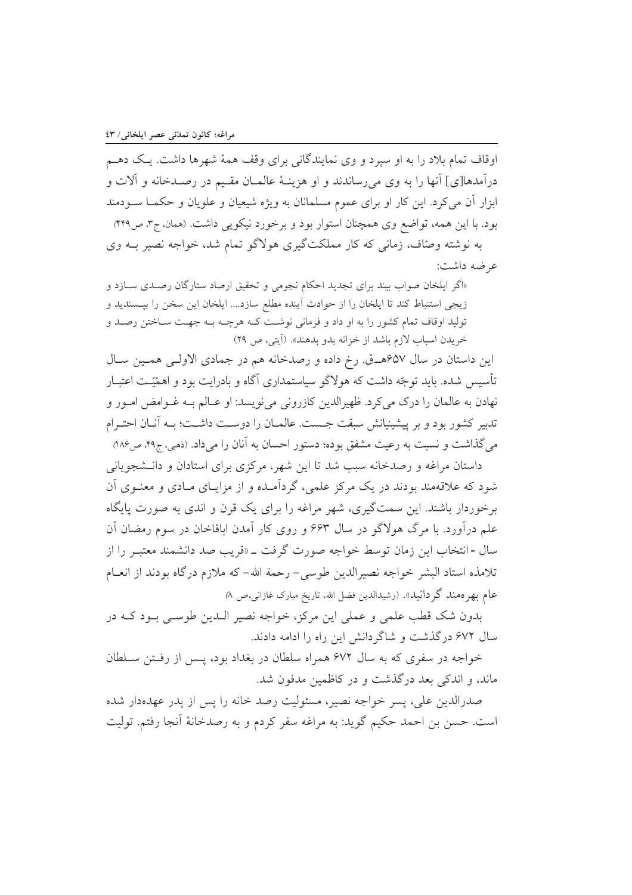اوقاف تمام بلاد را به او سپرد و وی نمایندگانی برای وقف همهٔ شهرها داشت. یک دهم درآمدها[ی] آنها را به وی می‌رساندند و او هزینهٔ عالمان مقیم در رصدخانه و آلات و ابزار آن می‌کرد. این کار او برای عموم مسلمانان به ویژه شیعیان و علویان و حکما سودمند بود. با این همه، تواضع وی همچنان استوار بود و برخورد نیکویی داشت. (همان، ج۳، ص۲۴۹)

به نوشته وصّاف، زمانی که کار مملکت‌گیری هولاگو تمام شد، خواجه نصیر بـه وی عرضه داشت:

«اگر ایلخان صواب بیند برای تجدید احکام نجومی و تحقیق ارصاد ستارگان رصدی سازد و زیجی استنباط کند تا ایلخان را از حوادث آینده مطلع سازد.... ایلخان این سخن را بپسندید و تولید اوقاف تمام کشور را به او داد و فرمانی نوشت کـه هرچـه بـه جهـت ساختن رصـد و خریدن اسباب لازم باشد از خزانه بدو بدهند». (آیتی، ص ۲۹)

این داستان در سال ۶۵۷هـ‌ق. رخ داده و رصدخانه هم در جمادی الاولی همین سال تأسیس شده. باید توجّه داشت که هولاگو سیاستمداری آگاه و بادرایت بود و اهمّیّت اعتبار نهادن به عالمان را درک می‌کرد. ظهیرالدین کازرونی می‌نویسد: او عـالم بـه غـوامض امـور و تدبیر کشور بود و بر پیشینیانش سبقت جست. عالمان را دوست داشت؛ بـه آنـان احتـرام می‌گذاشت و نسبت به رعیت مشفق بوده؛ دستور احسان به آنان را می‌داد. (ذهبی، ج۴۹، ص۱۸۶)

داستان مراغه و رصدخانه سبب شد تا این شهر، مرکزی برای استادان و دانشجویانی شود که علاقه‌مند بودند در یک مرکز علمی، گردآمده و از مزایای مـادی و معنـوی آن برخوردار باشند. این سمت‌گیری، شهر مراغه را برای یک قرن و اندی به صورت پایگاه علم درآورد. با مرگ هولاگو در سال ۶۶۳ و روی کار آمدن اباقاخان در سوم رمضان آن سال - انتخاب این زمان توسط خواجه صورت گرفت ـ «قریب صد دانشمند معتبـر را از تلامذه استاد البشر خواجه نصیرالدین طوسی- رحمة الله- که ملازم درگاه بودند از انعـام عام بهره‌مند گردانید». (رشیدالدین فضل الله، تاریخ مبارک غازانی،ص ۸)

بدون شک قطب علمی و عملی این مرکز، خواجه نصیر الـدین طوسـی بـود کـه در سال ۶۷۲ درگذشت و شاگردانش این راه را ادامه دادند.

خواجه در سفری که به سال ۶۷۲ همراه سلطان در بغداد بود، پـس از رفـتن سـلطان ماند، و اندکی بعد درگذشت و در کاظمین مدفون شد.

صدرالدین علی، پسر خواجه نصیر، مسئولیت رصد خانه را پس از پدر عهده‌دار شده است. حسن بن احمد حکیم گوید: به مراغه سفر کردم و به رصدخانهٔ آنجا رفتم. تولیت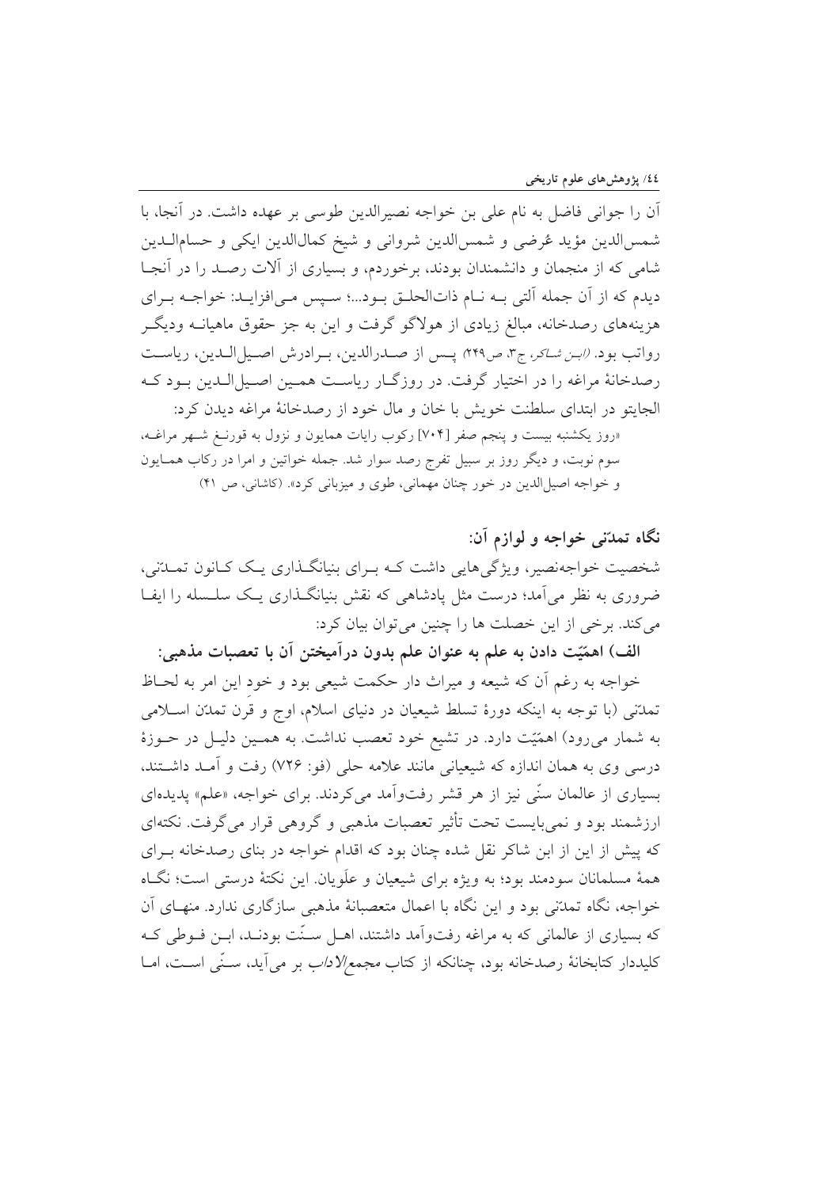آن را جوانی فاضل به نام علی بن خواجه نصیرالدین طوسی بر عهده داشت. در آنجا، با شمس‌الدین مؤید عُرضی و شمس‌الدین شروانی و شیخ کمال‌الدین ایکی و حسام‌الدین شامی که از منجمان و دانشمندان بودند، برخوردم، و بسیاری از آلات رصد را در آنجا دیدم که از آن جمله آلتی به نام ذات‌الحلق بود...؛ سپس می‌افزاید: خواجه برای هزینه‌های رصدخانه، مبالغ زیادی از هولاگو گرفت و این به جز حقوق ماهیانه ودیگر رواتب بود. (*ابن شاکر*، ج۳، ص۲۴۹) پس از صدرالدین، برادرش اصیل‌الدین، ریاست رصدخانهٔ مراغه را در اختیار گرفت. در روزگار ریاست همین اصیل‌الدین بود که الجایتو در ابتدای سلطنت خویش با خان و مال خود از رصدخانهٔ مراغه دیدن کرد:

«روز یکشنبه بیست و پنجم صفر [۷۰۴] رکوب رایات همایون و نزول به قورنغ شهر مراغه، سوم نوبت، و دیگر روز بر سبیل تفرج رصد سوار شد. جمله خواتین و امرا در رکاب همایون و خواجه اصیل‌الدین در خور چنان مهمانی، طوی و میزبانی کرد». (کاشانی، ص ۴۱)

## نگاه تمدّنی خواجه و لوازم آن:

شخصیت خواجه‌نصیر، ویژگی‌هایی داشت که برای بنیانگذاری یک کانون تمدّنی، ضروری به نظر می‌آمد؛ درست مثل پادشاهی که نقش بنیانگذاری یک سلسله را ایفا می‌کند. برخی از این خصلت ها را چنین می‌توان بیان کرد:

### الف) اهمّیّت دادن به علم به عنوان علم بدون درآمیختن آن با تعصبات مذهبی:

خواجه به رغم آن که شیعه و میراث دار حکمت شیعی بود و خودِ این امر به لحاظ تمدّنی (با توجه به اینکه دورهٔ تسلط شیعیان در دنیای اسلام، اوج و قرن تمدّن اسلامی به شمار می‌رود) اهمّیّت دارد. در تشیع خود تعصب نداشت. به همین دلیل در حوزهٔ درسی وی به همان اندازه که شیعیانی مانند علامه حلی (فو: ۷۲۶) رفت و آمد داشتند، بسیاری از عالمان سنّی نیز از هر قشر رفت‌وآمد می‌کردند. برای خواجه، «علم» پدیده‌ای ارزشمند بود و نمی‌بایست تحت تأثیر تعصبات مذهبی و گروهی قرار می‌گرفت. نکته‌ای که پیش از این از ابن شاکر نقل شده چنان بود که اقدام خواجه در بنای رصدخانه برای همهٔ مسلمانان سودمند بود؛ به ویژه برای شیعیان و علَویان. این نکتهٔ درستی است؛ نگاه خواجه، نگاه تمدّنی بود و این نگاه با اعمال متعصبانهٔ مذهبی سازگاری ندارد. منهای آن که بسیاری از عالمانی که به مراغه رفت‌وآمد داشتند، اهل سنّت بودند، ابن فوطی که کلیددار کتابخانهٔ رصدخانه بود، چنانکه از کتاب *مجمع‌الاداب* بر می‌آید، سنّی است، اما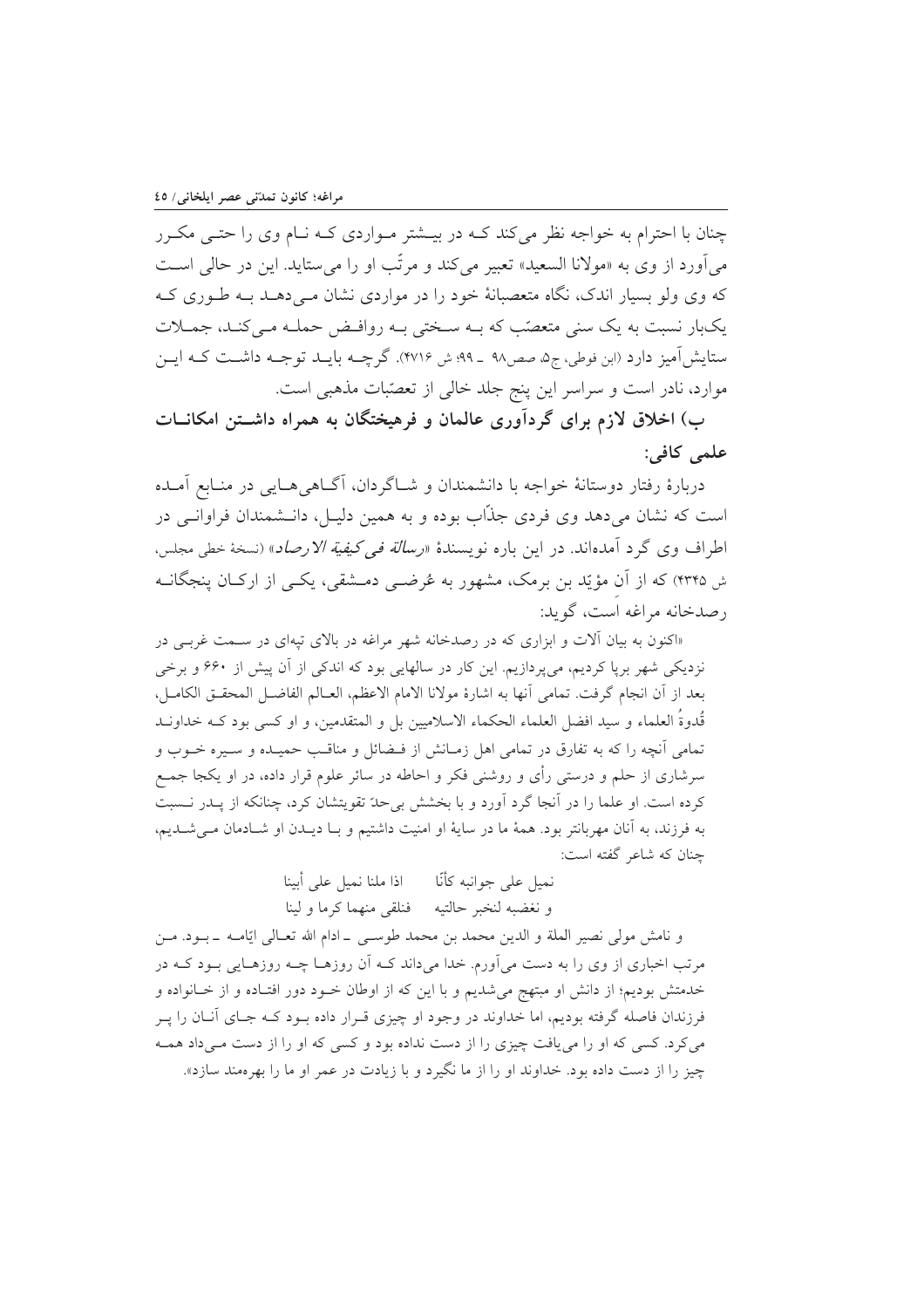چنان با احترام به خواجه نظر می‌کند که در بیشتر مواردی که نام وی را حتی مکرر می‌آورد از وی به «مولانا السعید» تعبیر می‌کند و مرتّب او را می‌ستاید. این در حالی است که وی ولو بسیار اندک، نگاه متعصبانهٔ خود را در مواردی نشان می‌دهد به طوری که یک‌بار نسبت به یک سنی متعصّب که به سختی به روافض حمله می‌کند، جملات ستایش‌آمیز دارد (ابن فوطی، ج۵، صص۹۸ ـ ۹۹؛ ش ۴۷۱۶). گرچه باید توجه داشت که این موارد، نادر است و سراسر این پنج جلد خالی از تعصّبات مذهبی است.

**ب) اخلاق لازم برای گردآوری عالمان و فرهیختگان به همراه داشتن امکانات علمی کافی:**

دربارهٔ رفتار دوستانهٔ خواجه با دانشمندان و شاگردان، آگاهی‌هایی در منابع آمده است که نشان می‌دهد وی فردی جذّاب بوده و به همین دلیل، دانشمندان فراوانی در اطراف وی گرد آمده‌اند. در این باره نویسندهٔ «*رسالة فی کیفیة الارصاد*» (نسخهٔ خطی مجلس، ش ۴۳۴۵) که از آن مؤیّد بن برمک، مشهور به عُرضی دمشقی، یکی از ارکان پنجگانه رصدخانه مراغه است، گوید:

«اکنون به بیان آلات و ابزاری که در رصدخانه شهر مراغه در بالای تپه‌ای در سمت غربی در نزدیکی شهر برپا کردیم، می‌پردازیم. این کار در سالهایی بود که اندکی از آن پیش از ۶۶۰ و برخی بعد از آن انجام گرفت. تمامی آنها به اشارهٔ مولانا الامام الاعظم، العالم الفاضل المحقق الکامل، قُدوةُ العلماء و سید افضل العلماء الحکماء الاسلامیین بل و المتقدمین، و او کسی بود که خداوند تمامی آنچه را که به تفارق در تمامی اهل زمانش از فضائل و مناقب حمیده و سیره خوب و سرشاری از حلم و درستی رأی و روشنی فکر و احاطه در سائر علوم قرار داده، در او یکجا جمع کرده است. او علما را در آنجا گرد آورد و با بخشش بی‌حدّ تقویتشان کرد، چنانکه از پدر نسبت به فرزند، به آنان مهربانتر بود. همهٔ ما در سایهٔ او امنیت داشتیم و با دیدن او شادمان می‌شدیم، چنان که شاعر گفته است:

نمیل علی جوانبه کأنّا &nbsp;&nbsp;&nbsp; اذا ملنا نمیل علی أبینا

و نغضبه لنخبر حالتیه &nbsp;&nbsp;&nbsp; فنلقی منهما کرما و لینا

و نامش مولی نصیر الملة و الدین محمد بن محمد طوسی ـ ادام الله تعالی ایّامه ـ بود. من مرتب اخباری از وی را به دست می‌آورم. خدا می‌داند که آن روزها چه روزهایی بود که در خدمتش بودیم؛ از دانش او مبتهج می‌شدیم و با این که از اوطان خود دور افتاده و از خانواده و فرزندان فاصله گرفته بودیم، اما خداوند در وجود او چیزی قرار داده بود که جای آنان را پر می‌کرد. کسی که او را می‌یافت چیزی را از دست نداده بود و کسی که او را از دست می‌داد همه چیز را از دست داده بود. خداوند او را از ما نگیرد و با زیادت در عمر او ما را بهره‌مند سازد».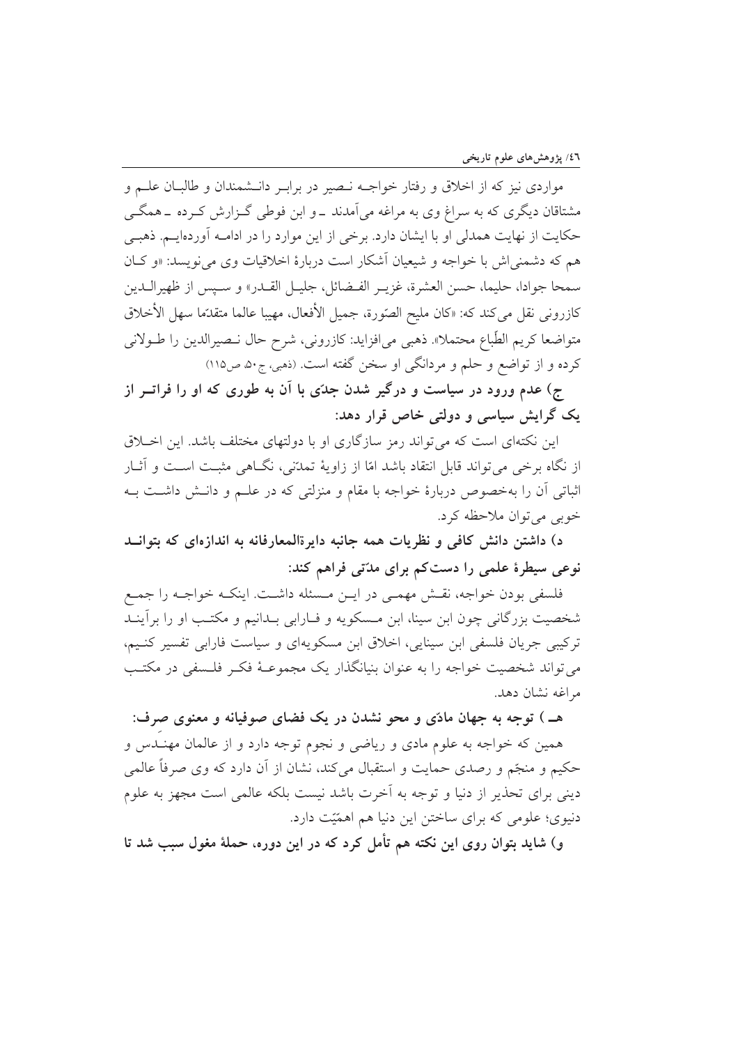مواردی نیز که از اخلاق و رفتار خواجه نصیر در برابر دانشمندان و طالبان علم و مشتاقان دیگری که به سراغ وی به مراغه می‌آمدند ـ و ابن فوطی گزارش کرده ـ همگی حکایت از نهایت همدلی او با ایشان دارد. برخی از این موارد را در ادامه آورده‌ایم. ذهبی هم که دشمنی‌اش با خواجه و شیعیان آشکار است دربارهٔ اخلاقیات وی می‌نویسد: «و كان سمحا جوادا، حليما، حسن العشرة، غزير الفضائل، جليل القدر» و سپس از ظهیرالدین کازرونی نقل می‌کند که: «كان مليح الصّورة، جميل الأفعال، مهيبا عالما متقدّما سهل الأخلاق متواضعا كريم الطّباع محتملا». ذهبی می‌افزاید: کازرونی، شرح حال نصیرالدین را طولانی کرده و از تواضع و حلم و مردانگی او سخن گفته است. (ذهبی، ج۵۰، ص۱۱۵)

**ج) عدم ورود در سیاست و درگیر شدن جدّی با آن به طوری که او را فراتر از یک گرایش سیاسی و دولتی خاص قرار دهد:**

این نکته‌ای است که می‌تواند رمز سازگاری او با دولتهای مختلف باشد. این اخلاق از نگاه برخی می‌تواند قابل انتقاد باشد امّا از زاویهٔ تمدّنی، نگاهی مثبت است و آثار اثباتی آن را به‌خصوص دربارهٔ خواجه با مقام و منزلتی که در علم و دانش داشت به خوبی می‌توان ملاحظه کرد.

**د) داشتن دانش کافی و نظریات همه جانبه دایرةالمعارفانه به اندازه‌ای که بتواند نوعی سیطرهٔ علمی را دست‌کم برای مدّتی فراهم کند:**

فلسفی بودن خواجه، نقش مهمی در این مسئله داشت. اینکه خواجه را جمع شخصیت بزرگانی چون ابن سینا، ابن مسکویه و فارابی بدانیم و مکتب او را برآیند ترکیبی جریان فلسفی ابن سینایی، اخلاق ابن مسکویه‌ای و سیاست فارابی تفسیر کنیم، می‌تواند شخصیت خواجه را به عنوان بنیانگذار یک مجموعهٔ فکر فلسفی در مکتب مراغه نشان دهد.

**هـ) توجه به جهان مادّی و محو نشدن در یک فضای صوفیانه و معنوی صرف:**

همین که خواجه به علوم مادی و ریاضی و نجوم توجه دارد و از عالمان مهندس و حکیم و منجّم و رصدی حمایت و استقبال می‌کند، نشان از آن دارد که وی صرفاً عالمی دینی برای تحذیر از دنیا و توجه به آخرت باشد نیست بلکه عالمی است مجهز به علوم دنیوی؛ علومی که برای ساختن این دنیا هم اهمّیّت دارد.

**و) شاید بتوان روی این نکته هم تأمل کرد که در این دوره، حملهٔ مغول سبب شد تا**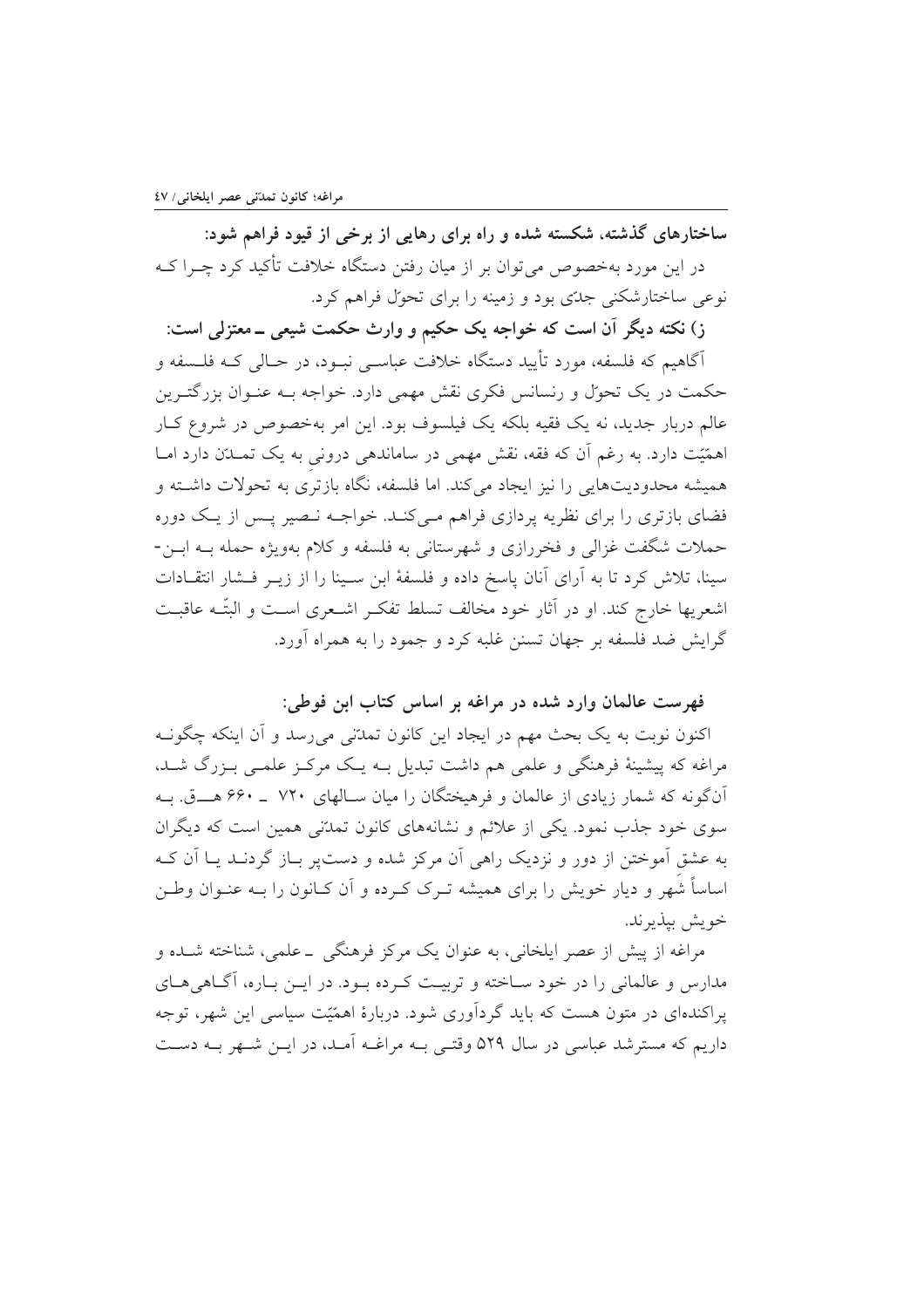**ساختارهای گذشته، شکسته شده و راه برای رهایی از برخی از قیود فراهم شود:**

در این مورد به‌خصوص می‌توان بر از میان رفتن دستگاه خلافت تأکید کرد چـرا کـه نوعی ساختارشکنی جدّی بود و زمینه را برای تحوّل فراهم کرد.

**ز) نکته دیگر آن است که خواجه یک حکیم و وارث حکمت شیعی ـ معتزلی است:**

آگاهیم که فلسفه، مورد تأیید دستگاه خلافت عباسـی نبـود، در حـالی کـه فلـسفه و حکمت در یک تحوّل و رنسانس فکری نقش مهمی دارد. خواجه بـه عنـوان بزرگتـرین عالم دربار جدید، نه یک فقیه بلکه یک فیلسوف بود. این امر به‌خصوص در شروع کـار اهمّیّت دارد. به رغم آن که فقه، نقش مهمی در ساماندهی درونیِ به یک تمـدّن دارد امـا همیشه محدودیت‌هایی را نیز ایجاد می‌کند. اما فلسفه، نگاه بازتری به تحولات داشـته و فضای بازتری را برای نظریه پردازی فراهم مـی‌کنـد. خواجـه نـصیر پـس از یـک دوره حملات شگفت غزالی و فخررازی و شهرستانی به فلسفه و کلام به‌ویژه حمله بـه ابـن-سینا، تلاش کرد تا به آرای آنان پاسخ داده و فلسفهٔ ابن سـینا را از زیـر فـشار انتقـادات اشعریها خارج کند. او در آثار خود مخالف تسلط تفکـر اشـعری اسـت و البتّـه عاقبـت گرایش ضد فلسفه بر جهان تسنن غلبه کرد و جمود را به همراه آورد.

**فهرست عالمان وارد شده در مراغه بر اساس کتاب ابن فوطی:**

اکنون نوبت به یک بحث مهم در ایجاد این کانون تمدّنی می‌رسد و آن اینکه چگونـه مراغه که پیشینهٔ فرهنگی و علمی هم داشت تبدیل بـه یـک مرکـز علمـی بـزرگ شـد، آن‌گونه که شمار زیادی از عالمان و فرهیختگان را میان سـالهای ۷۲۰ ـ ۶۶۰ هــق. بـه سوی خود جذب نمود. یکی از علائم و نشانه‌های کانون تمدّنی همین است که دیگران به عشق آموختن از دور و نزدیک راهی آن مرکز شده و دست‌پر بـاز گردنـد یـا آن کـه اساساً شَهر و دیار خویش را برای همیشه تـرک کـرده و آن کـانون را بـه عنـوان وطـن خویش بپذیرند.

مراغه از پیش از عصر ایلخانی، به عنوان یک مرکز فرهنگی ـ علمی، شناخته شـده و مدارس و عالمانی را در خود سـاخته و تربیـت کـرده بـود. در ایـن بـاره، آگـاهی‌هـای پراکنده‌ای در متون هست که باید گردآوری شود. دربارهٔ اهمّیّت سیاسی این شهر، توجه داریم که مسترشد عباسی در سال ۵۲۹ وقتـی بـه مراغـه آمـد، در ایـن شـهر بـه دسـت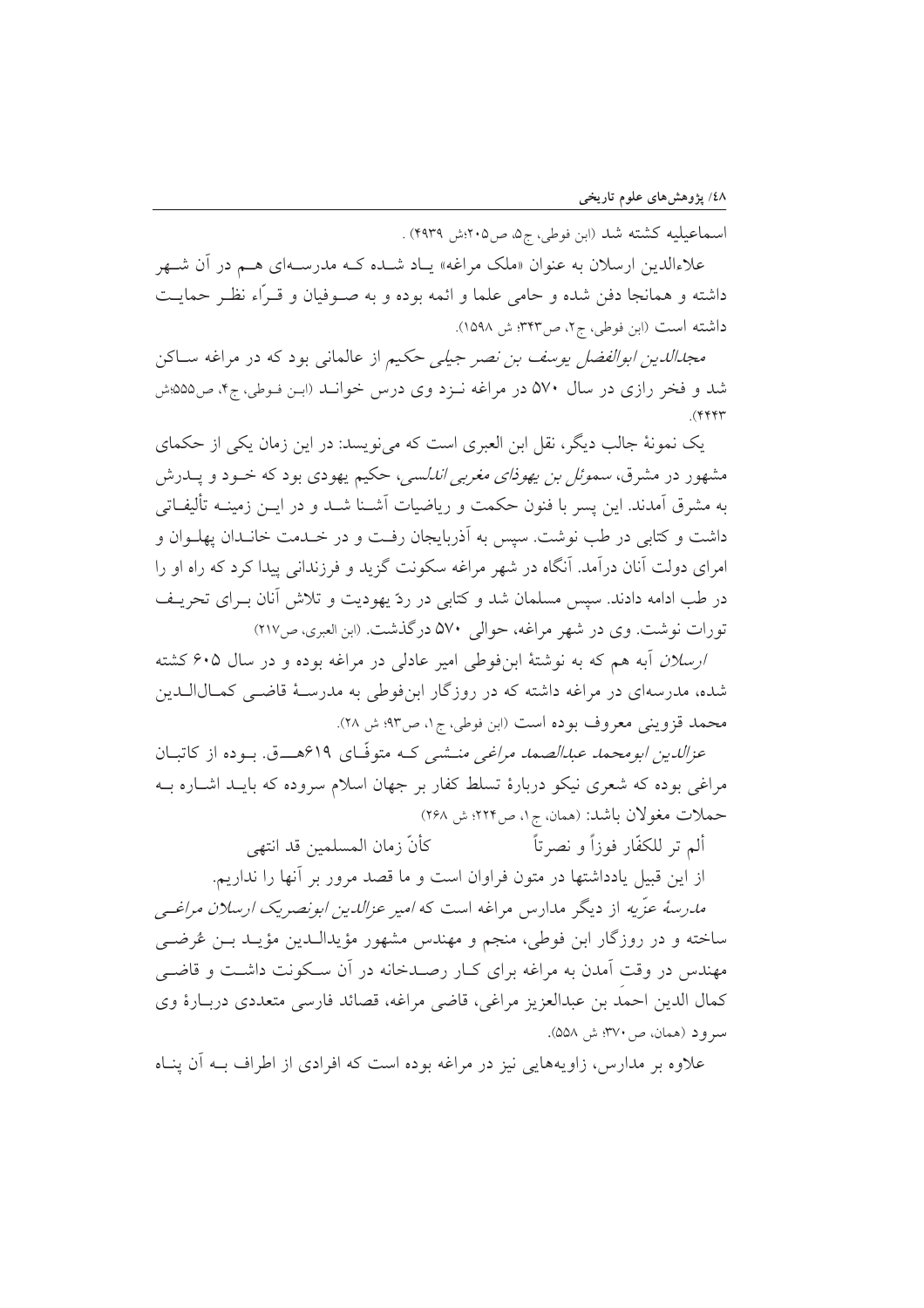اسماعیلیه کشته شد (ابن فوطی، ج۵، ص۲۰۵؛ش ۴۹۳۹) .

علاءالدین ارسلان به عنوان «ملک مراغه» یـاد شـده کـه مدرسـه‌ای هـم در آن شـهر داشته و همانجا دفن شده و حامی علما و ائمه بوده و به صـوفیان و قـرّاء نظـر حمایـت داشته است (ابن فوطی، ج۲، ص۳۴۳؛ ش ۱۵۹۸).

*مجدالدین ابوالفضل یوسف بن نصر جیلی* حکیم از عالمانی بود که در مراغه سـاکن شد و فخر رازی در سال ۵۷۰ در مراغه نـزد وی درس خوانـد (ابـن فـوطی، ج۴، ص۵۵۵؛ش ۴۴۴۳).

یک نمونهٔ جالب دیگر، نقل ابن العبری است که می‌نویسد: در این زمان یکی از حکمای مشهور در مشرق، *سموئل بن یهوذای مغربی اندلسی*، حکیم یهودی بود که خـود و پـدرش به مشرق آمدند. این پسر با فنون حکمت و ریاضیات آشـنا شـد و در ایـن زمینـه تألیفـاتی داشت و کتابی در طب نوشت. سپس به آذربایجان رفـت و در خـدمت خانـدان پهلـوان و امرای دولت آنان درآمد. آنگاه در شهر مراغه سکونت گزید و فرزندانی پیدا کرد که راه او را در طب ادامه دادند. سپس مسلمان شد و کتابی در ردّ یهودیت و تلاش آنان بـرای تحریـف تورات نوشت. وی در شهر مراغه، حوالی ۵۷۰ درگذشت. (ابن العبری، ص۲۱۷)

*ارسلان* آبه هم که به نوشتهٔ ابن‌فوطی امیر عادلی در مراغه بوده و در سال ۶۰۵ کشته شده، مدرسه‌ای در مراغه داشته که در روزگار ابن‌فوطی به مدرسـهٔ قاضـی کمـال‌الـدین محمد قزوینی معروف بوده است (ابن فوطی، ج۱، ص۹۳؛ ش ۲۸).

*عزالدین ابومحمد عبدالصمد مراغی منـشی* کـه متوفّـای ۶۱۹هـــق. بـوده از کاتبـان مراغی بوده که شعری نیکو دربارهٔ تسلط کفار بر جهان اسلام سروده که بایـد اشـاره بـه حملات مغولان باشد: (همان، ج۱، ص۲۲۴؛ ش ۲۶۸)

ألم تر للکفّار فوزاً و نصرتاً — کأنّ زمان المسلمین قد انتهی

از این قبیل یادداشتها در متون فراوان است و ما قصد مرور بر آنها را نداریم.

*مدرسهٔ عزّیه* از دیگر مدارس مراغه است که *امیر عزالدین ابونصریک ارسلان مراغـی* ساخته و در روزگار ابن فوطی، منجم و مهندس مشهور مؤیدالـدین مؤیـد بـن عُرضـی مهندس در وقت آمدن به مراغه برای کـار رصـدخانه در آن سـکونت داشـت و قاضـی کمال الدین احمدَ بن عبدالعزیز مراغی، قاضی مراغه، قصائد فارسی متعددی دربـارهٔ وی سرود (همان، ص۳۷۰؛ ش ۵۵۸).

علاوه بر مدارس، زاویه‌هایی نیز در مراغه بوده است که افرادی از اطراف بـه آن پنـاه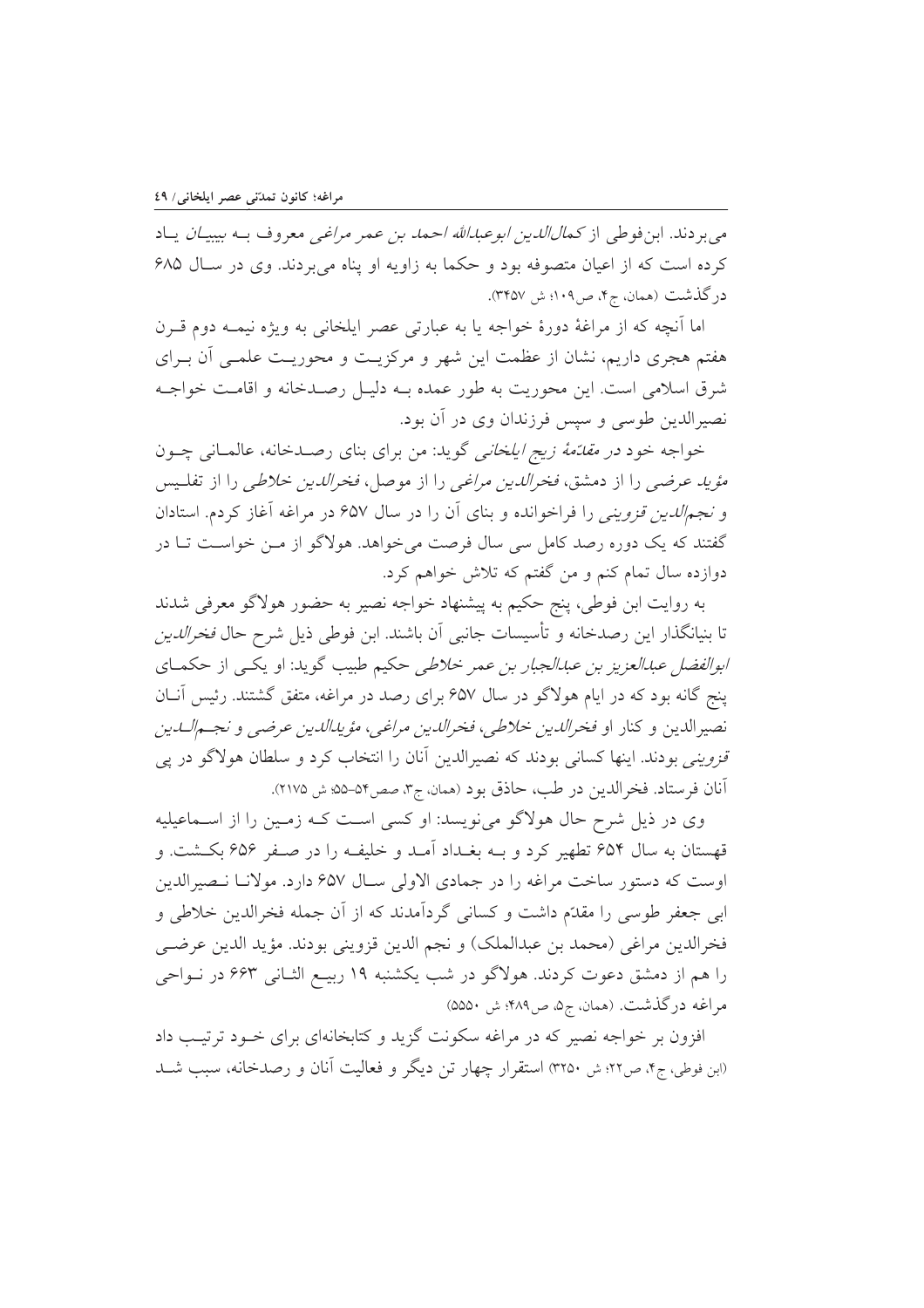می‌بردند. ابن‌فوطی از *کمال‌الدین ابوعبدالله احمد بن عمر مراغی معروف بـه بیبیـان* یـاد کرده است که از اعیان متصوفه بود و حکما به زاویه او پناه می‌بردند. وی در سـال ۶۸۵ درگذشت (همان، ج۴، ص۱۰۹؛ ش ۳۴۵۷).

اما آنچه که از مراغهٔ دورهٔ خواجه یا به عبارتی عصر ایلخانی به ویژه نیمـه دوم قـرن هفتم هجری داریم، نشان از عظمت این شهر و مرکزیـت و محوریـت علمـی آن بـرای شرق اسلامی است. این محوریت به طور عمده بـه دلیـل رصـدخانه و اقامـت خواجـه نصیرالدین طوسی و سپس فرزندان وی در آن بود.

خواجه خود در *مقدّمهٔ زیج ایلخانی* گوید: من برای بنای رصـدخانه، عالمـانی چـون *مؤید عرضی* را از دمشق، *فخرالدین مراغی* را از موصل، *فخرالدین خلاطی* را از تفلـیس و *نجم‌الدین قزوینی* را فراخوانده و بنای آن را در سال ۶۵۷ در مراغه آغاز کردم. استادان گفتند که یک دوره رصد کامل سی سال فرصت می‌خواهد. هولاگو از مـن خواسـت تـا در دوازده سال تمام کنم و من گفتم که تلاش خواهم کرد.

به روایت ابن فوطی، پنج حکیم به پیشنهاد خواجه نصیر به حضور هولاگو معرفی شدند تا بنیانگذار این رصدخانه و تأسیسات جانبی آن باشند. ابن فوطی ذیل شرح حال *فخرالدین ابوالفضل عبدالعزیز بن عبدالجبار بن عمر خلاطی* حکیم طبیب گوید: او یکـی از حکمـای پنج گانه بود که در ایام هولاگو در سال ۶۵۷ برای رصد در مراغه، متفق گشتند. رئیس آنـان نصیرالدین و کنار او *فخرالدین خلاطی، فخرالدین مراغی، مؤیدالدین عرضی و نجـم‌الـدین قزوینی* بودند. اینها کسانی بودند که نصیرالدین آنان را انتخاب کرد و سلطان هولاگو در پی آنان فرستاد. فخرالدین در طب، حاذق بود (همان، ج۳، صص۵۴-۵۵؛ ش ۲۱۷۵).

وی در ذیل شرح حال هولاگو می‌نویسد: او کسی اسـت کـه زمـین را از اسـماعیلیه قهستان به سال ۶۵۴ تطهیر کرد و بـه بغـداد آمـد و خلیفـه را در صـفر ۶۵۶ بکـشت. و اوست که دستور ساخت مراغه را در جمادی الاولی سـال ۶۵۷ دارد. مولانـا نـصیرالدین ابی جعفر طوسی را مقدّم داشت و کسانی گردآمدند که از آن جمله فخرالدین خلاطی و فخرالدین مراغی (محمد بن عبدالملک) و نجم الدین قزوینی بودند. مؤید الدین عرضـی را هم از دمشق دعوت کردند. هولاگو در شب یکشنبه ۱۹ ربیـع الثـانی ۶۶۳ در نـواحی مراغه درگذشت. (همان، ج۵، ص۴۸۹؛ ش ۵۵۵۰)

افزون بر خواجه نصیر که در مراغه سکونت گزید و کتابخانه‌ای برای خـود ترتیـب داد (ابن فوطی، ج۴، ص۲۲؛ ش ۳۲۵۰) استقرار چهار تن دیگر و فعالیت آنان و رصدخانه، سبب شـد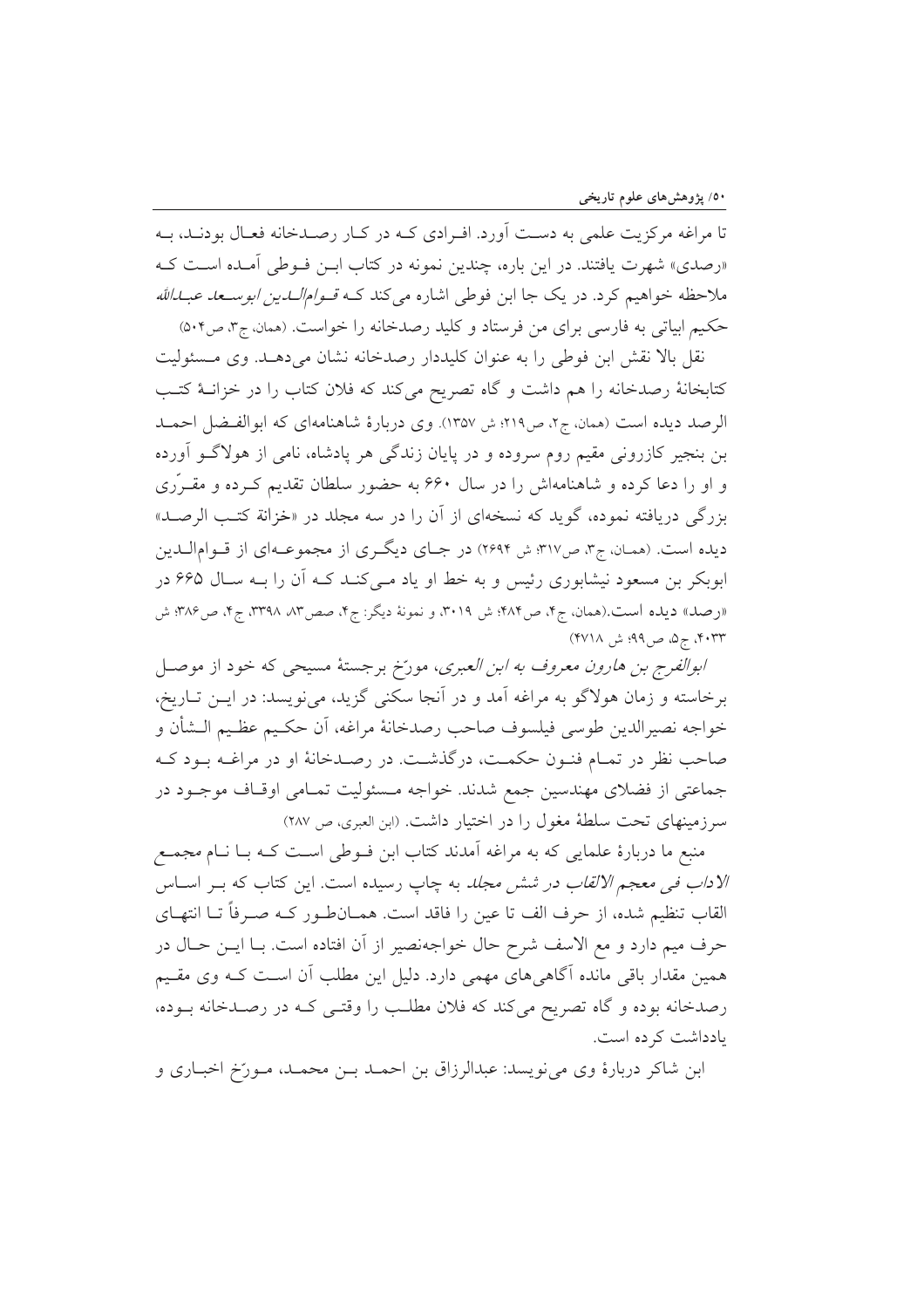تا مراغه مرکزیت علمی به دست آورد. افرادی که در کار رصدخانه فعال بودند، به «رصدی» شهرت یافتند. در این باره، چندین نمونه در کتاب ابن فوطی آمده است که ملاحظه خواهیم کرد. در یک جا ابن فوطی اشاره می‌کند که *قوام‌الدین ابوسعد عبدالله* حکیم ابیاتی به فارسی برای من فرستاد و کلید رصدخانه را خواست. (همان، ج۳، ص۵۰۴)

نقل بالا نقش ابن فوطی را به عنوان کلیددار رصدخانه نشان می‌دهد. وی مسئولیت کتابخانهٔ رصدخانه را هم داشت و گاه تصریح می‌کند که فلان کتاب را در خزانهٔ کتب الرصد دیده است (همان، ج۲، ص۲۱۹؛ ش ۱۳۵۷). وی دربارهٔ شاهنامه‌ای که ابوالفضل احمد بن بنجیر کازرونی مقیم روم سروده و در پایان زندگی هر پادشاه، نامی از هولاگو آورده و او را دعا کرده و شاهنامه‌اش را در سال ۶۶۰ به حضور سلطان تقدیم کرده و مقرّری بزرگی دریافت نموده، گوید که نسخه‌ای از آن را در سه مجلد در «خزانة کتب الرصد» دیده است. (همان، ج۳، ص۳۱۷؛ ش ۲۶۹۴) در جای دیگری از مجموعه‌ای از قوام‌الدین ابوبکر بن مسعود نیشابوری رئیس و به خط او یاد می‌کند که آن را به سال ۶۶۵ در «رصد» دیده است.(همان، ج۴، ص۴۸۴؛ ش ۳۰۱۹، و نمونهٔ دیگر: ج۴، صص۸۳، ۳۳۹۸، ج۴، ص۳۸۶؛ ش ۴۰۳۳، ج۵، ص۹۹؛ ش ۴۷۱۸)

*ابوالفرج بن هارون معروف به ابن العبری*، مورّخ برجستهٔ مسیحی که خود از موصل برخاسته و زمان هولاگو به مراغه آمد و در آنجا سکنی گزید، می‌نویسد: در این تاریخ، خواجه نصیرالدین طوسی فیلسوف صاحب رصدخانهٔ مراغه، آن حکیم عظیم الشأن و صاحب نظر در تمام فنون حکمت، درگذشت. در رصدخانهٔ او در مراغه بود که جماعتی از فضلای مهندسین جمع شدند. خواجه مسئولیت تمامی اوقاف موجود در سرزمینهای تحت سلطهٔ مغول را در اختیار داشت. (ابن العبری، ص ۲۸۷)

منبع ما دربارهٔ علمایی که به مراغه آمدند کتاب ابن فوطی است که با نام *مجمع الاداب فی معجم الالقاب در شش مجلد* به چاپ رسیده است. این کتاب که بر اساس القاب تنظیم شده، از حرف الف تا عین را فاقد است. همانطور که صرفاً تا انتهای حرف میم دارد و مع الاسف شرح حال خواجه‌نصیر از آن افتاده است. با این حال در همین مقدار باقی مانده آگاهی‌های مهمی دارد. دلیل این مطلب آن است که وی مقیم رصدخانه بوده و گاه تصریح می‌کند که فلان مطلب را وقتی که در رصدخانه بوده، یادداشت کرده است.

ابن شاکر دربارهٔ وی می‌نویسد: عبدالرزاق بن احمد بن محمد، مورّخ اخباری و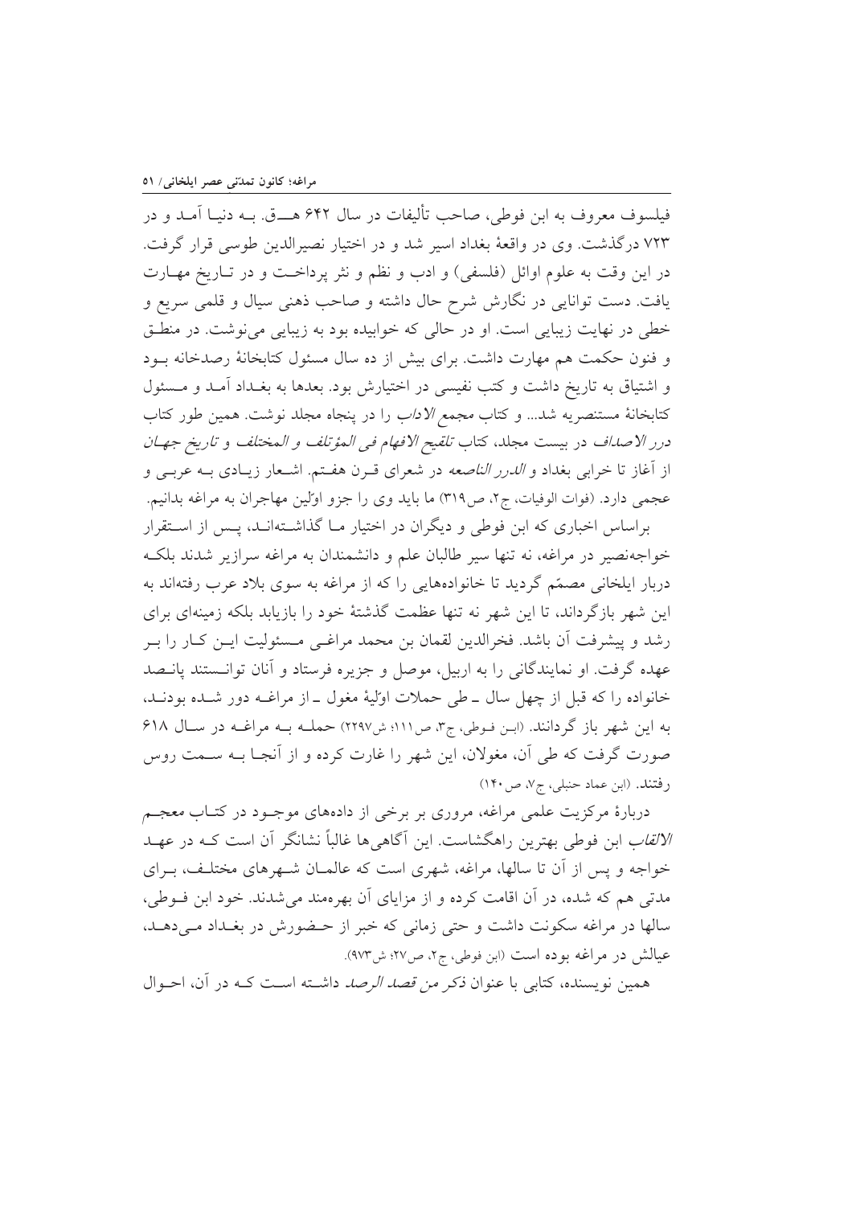فیلسوف معروف به ابن فوطی، صاحب تألیفات در سال ۶۴۲ هـ‍ق. بـه دنیـا آمـد و در ۷۲۳ درگذشت. وی در واقعهٔ بغداد اسیر شد و در اختیار نصیرالدین طوسی قرار گرفت. در این وقت به علوم اوائل (فلسفی) و ادب و نظم و نثر پرداخـت و در تـاریخ مهـارت یافت. دست توانایی در نگارش شرح حال داشته و صاحب ذهنی سیال و قلمی سریع و خطی در نهایت زیبایی است. او در حالی که خوابیده بود به زیبایی می‌نوشت. در منطـق و فنون حکمت هم مهارت داشت. برای بیش از ده سال مسئول کتابخانهٔ رصدخانه بـود و اشتیاق به تاریخ داشت و کتب نفیسی در اختیارش بود. بعدها به بغـداد آمـد و مـسئول کتابخانهٔ مستنصریه شد... و کتاب *مجمع الاداب* را در پنجاه مجلد نوشت. همین طور کتاب *درر الاصداف* در بیست مجلد، کتاب *تلقیح الافهام فی المؤتلف و المختلف* و *تاریخ جهـان* از آغاز تا خرابی بغداد و *الدرر الناصعه* در شعرای قـرن هفـتم. اشـعار زیـادی بـه عربـی و عجمی دارد. (فوات الوفیات، ج۲، ص۳۱۹) ما باید وی را جزو اوّلین مهاجران به مراغه بدانیم.

براساس اخباری که ابن فوطی و دیگران در اختیار مـا گذاشـته‌انـد، پـس از اسـتقرار خواجه‌نصیر در مراغه، نه تنها سیر طالبان علم و دانشمندان به مراغه سرازیر شدند بلکـه دربار ایلخانی مصمّم گردید تا خانواده‌هایی را که از مراغه به سوی بلاد عرب رفته‌اند به این شهر بازگرداند، تا این شهر نه تنها عظمت گذشتهٔ خود را بازیابد بلکه زمینه‌ای برای رشد و پیشرفت آن باشد. فخرالدین لقمان بن محمد مراغـی مـسئولیت ایـن کـار را بـر عهده گرفت. او نمایندگانی را به اربیل، موصل و جزیره فرستاد و آنان توانـستند پانـصد خانواده را که قبل از چهل سال ـ طی حملات اوّلیهٔ مغول ـ از مراغـه دور شـده بودنـد، به این شهر باز گردانند. (ابـن فـوطی، ج۳، ص۱۱۱؛ ش۲۲۹۷) حملـه بـه مراغـه در سـال ۶۱۸ صورت گرفت که طی آن، مغولان، این شهر را غارت کرده و از آنجـا بـه سـمت روس رفتند. (ابن عماد حنبلی، ج۷، ص۱۴۰)

دربارهٔ مرکزیت علمی مراغه، مروری بر برخی از داده‌های موجـود در کتـاب *معجـم الالقاب* ابن فوطی بهترین راهگشاست. این آگاهی‌ها غالباً نشانگر آن است کـه در عهـد خواجه و پس از آن تا سالها، مراغه، شهری است که عالمـان شـهرهای مختلـف، بـرای مدتی هم که شده، در آن اقامت کرده و از مزایای آن بهره‌مند می‌شدند. خود ابن فـوطی، سالها در مراغه سکونت داشت و حتی زمانی که خبر از حـضورش در بغـداد مـی‌دهـد، عیالش در مراغه بوده است (ابن فوطی، ج۲، ص۲۷؛ ش۹۷۳).

همین نویسنده، کتابی با عنوان *ذکر من قصد الرصد* داشـته اسـت کـه در آن، احـوال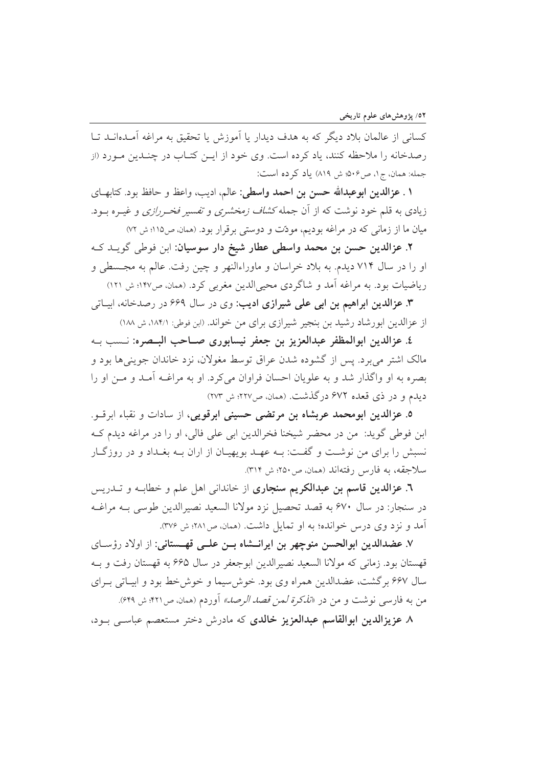کسانی از عالمان بلاد دیگر که به هدف دیدار یا آموزش یا تحقیق به مراغه آمده‌اند تا رصدخانه را ملاحظه کنند، یاد کرده است. وی خود از این کتاب در چندین مورد (از جمله: همان، ج۱، ص۵۰۶؛ ش ۸۱۹) یاد کرده است:

**۱ . عزالدین ابوعبدالله حسن بن احمد واسطی:** عالم، ادیب، واعظ و حافظ بود. کتابهای زیادی به قلم خود نوشت که از آن جمله *کشاف زمخشری* و *تفسیر فخررازی* و غیره بود. میان ما از زمانی که در مراغه بودیم، مودّت و دوستی برقرار بود. (همان، ص۱۱۵؛ ش ۷۲)

**۲. عزالدین حسن بن محمد واسطی عطار شیخ دار سوسیان:** ابن فوطی گوید که او را در سال ۷۱۴ دیدم. به بلاد خراسان و ماوراءالنهر و چین رفت. عالم به مجسطی و ریاضیات بود. به مراغه آمد و شاگردی محیی‌الدین مغربی کرد. (همان، ص۱۴۷؛ ش ۱۲۱)

**۳. عزالدین ابراهیم بن ابی علی شیرازی ادیب:** وی در سال ۶۶۹ در رصدخانه، ابیاتی از عزالدین ابورشاد رشید بن بنجیر شیرازی برای من خواند. (ابن فوطی: ۱۸۴/۱، ش ۱۸۸)

**٤. عزالدین ابوالمظفر عبدالعزیز بن جعفر نیسابوری صاحب البصره:** نسب به مالک اشتر می‌برد. پس از گشوده شدن عراق توسط مغولان، نزد خاندان جوینی‌ها بود و بصره به او واگذار شد و به علویان احسان فراوان می‌کرد. او به مراغه آمد و من او را دیدم و در ذی قعده ۶۷۲ درگذشت. (همان، ص۲۲۷؛ ش ۲۷۳)

**۵. عزالدین ابومحمد عربشاه بن مرتضی حسینی ابرقویی**، از سادات و نقباء ابرقو. ابن فوطی گوید: من در محضر شیخنا فخرالدین ابی علی فالی، او را در مراغه دیدم که نسبش را برای من نوشت و گفت: به عهد بویهیان از اران به بغداد و در روزگار سلاجقه، به فارس رفته‌اند (همان، ص۲۵۰؛ ش ۳۱۴).

**٦. عزالدین قاسم بن عبدالکریم سنجاری** از خاندانی اهل علم و خطابه و تدریس در سنجار: در سال ۶۷۰ به قصد تحصیل نزد مولانا السعید نصیرالدین طوسی به مراغه آمد و نزد وی درس خوانده؛ به او تمایل داشت. (همان، ص۲۸۱؛ ش ۳۷۶).

**۷. عضدالدین ابوالحسن منوچهر بن ایرانشاه بن علی قهستانی:** از اولاد رؤسای قهستان بود. زمانی که مولانا السعید نصیرالدین ابوجعفر در سال ۶۶۵ به قهستان رفت و به سال ۶۶۷ برگشت، عضدالدین همراه وی بود. خوش‌سیما و خوش‌خط بود و ابیاتی برای من به فارسی نوشت و من در «*تذکرة لمن قصد الرصد*» آوردم (همان، ص۴۲۱؛ ش ۶۴۹).

**۸. عزیزالدین ابوالقاسم عبدالعزیز خالدی** که مادرش دختر مستعصم عباسی بود،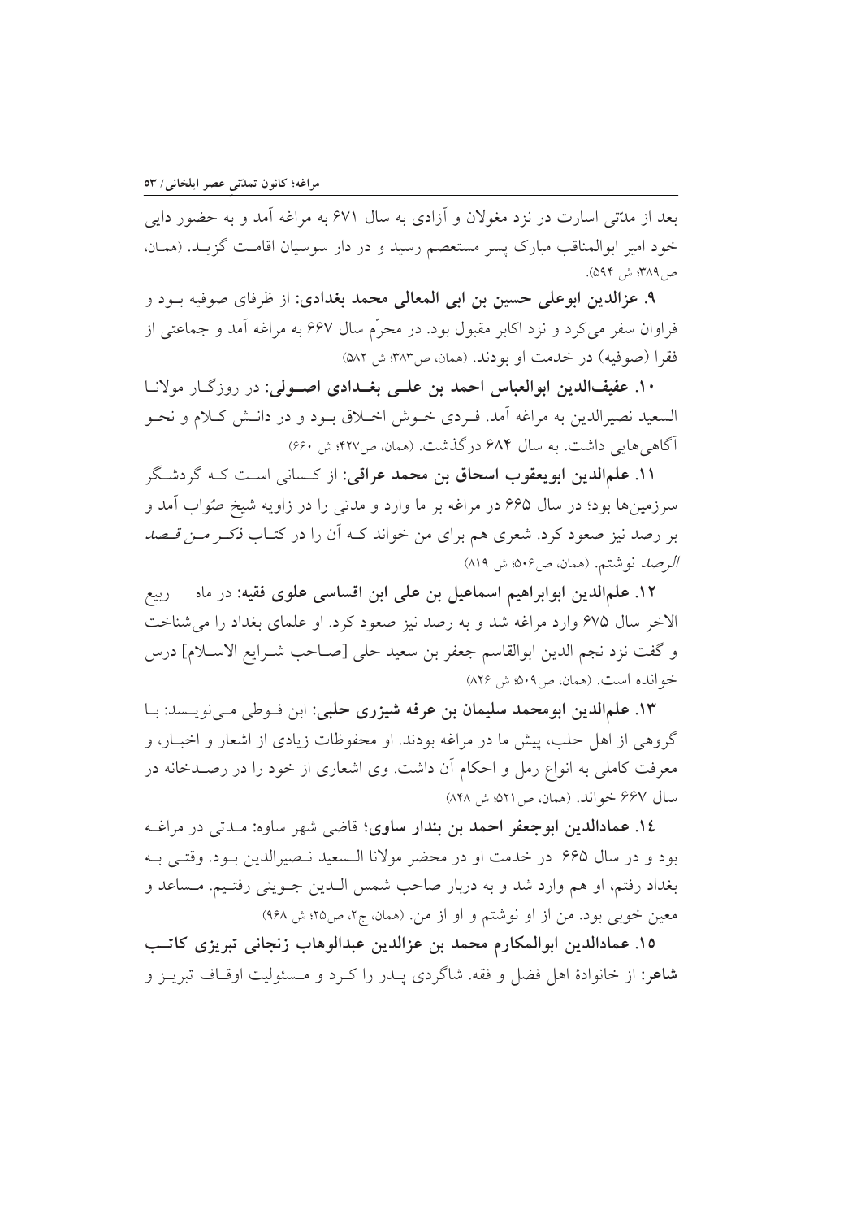بعد از مدّتی اسارت در نزد مغولان و آزادی به سال ۶۷۱ به مراغه آمد و به حضور دایی خود امیر ابوالمناقب مبارک پسر مستعصم رسید و در دار سوسیان اقامت گزید. (همان، ص۳۸۹؛ ش ۵۹۴).

**۹. عزالدین ابوعلی حسین بن ابی المعالی محمد بغدادی:** از ظرفای صوفیه بود و فراوان سفر می‌کرد و نزد اکابر مقبول بود. در محرّم سال ۶۶۷ به مراغه آمد و جماعتی از فقرا (صوفیه) در خدمت او بودند. (همان، ص۳۸۳؛ ش ۵۸۲)

**۱۰. عفیف‌الدین ابوالعباس احمد بن علی بغدادی اصولی:** در روزگار مولانا السعید نصیرالدین به مراغه آمد. فردی خوش اخلاق بود و در دانش کلام و نحو آگاهی‌هایی داشت. به سال ۶۸۴ درگذشت. (همان، ص۴۲۷؛ ش ۶۶۰)

**۱۱. علم‌الدین ابویعقوب اسحاق بن محمد عراقی:** از کسانی است که گردشگر سرزمین‌ها بود؛ در سال ۶۶۵ در مراغه بر ما وارد و مدتی را در زاویه شیخ صُواب آمد و بر رصد نیز صعود کرد. شعری هم برای من خواند که آن را در کتاب *ذکر من قصد الرصد* نوشتم. (همان، ص۵۰۶؛ ش ۸۱۹)

**۱۲. علم‌الدین ابوابراهیم اسماعیل بن علی ابن اقساسی علوی فقیه:** در ماه ربیع الاخر سال ۶۷۵ وارد مراغه شد و به رصد نیز صعود کرد. او علمای بغداد را می‌شناخت و گفت نزد نجم الدین ابوالقاسم جعفر بن سعید حلی [صاحب شرایع الاسلام] درس خوانده است. (همان، ص۵۰۹؛ ش ۸۲۶)

**۱۳. علم‌الدین ابومحمد سلیمان بن عرفه شیزری حلبی:** ابن فوطی می‌نویسد: با گروهی از اهل حلب، پیش ما در مراغه بودند. او محفوظات زیادی از اشعار و اخبار، و معرفت کاملی به انواع رمل و احکام آن داشت. وی اشعاری از خود را در رصدخانه در سال ۶۶۷ خواند. (همان، ص۵۲۱؛ ش ۸۴۸)

**۱٤. عمادالدین ابوجعفر احمد بن بندار ساوی؛** قاضی شهر ساوه: مدتی در مراغه بود و در سال ۶۶۵ در خدمت او و در محضر مولانا السعید نصیرالدین بود. وقتی به بغداد رفتم، او هم وارد شد و به دربار صاحب شمس الدین جوینی رفتیم. مساعد و معین خوبی بود. من از او نوشتم و او از من. (همان، ج۲، ص۲۵؛ ش ۹۶۸)

**۱۵. عمادالدین ابوالمکارم محمد بن عزالدین عبدالوهاب زنجانی تبریزی کاتب شاعر:** از خانوادهٔ اهل فضل و فقه. شاگردی پدر را کرد و مسئولیت اوقاف تبریز و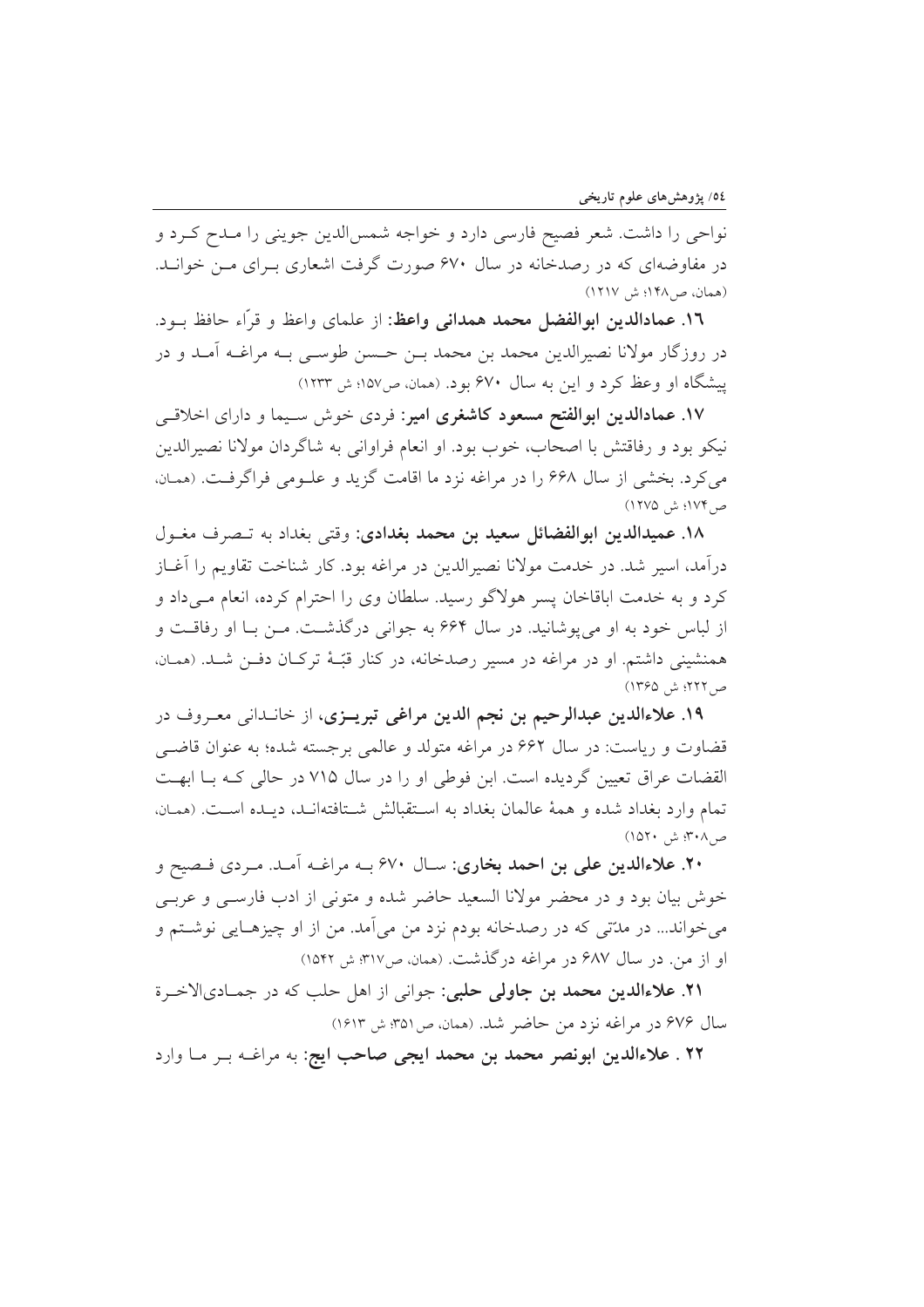نواحی را داشت. شعر فصیح فارسی دارد و خواجه شمس‌الدین جوینی را مدح کرد و در مفاوضه‌ای که در رصدخانه در سال ۶۷۰ صورت گرفت اشعاری برای من خواند. (همان، ص۱۴۸؛ ش ۱۲۱۷)

**۱۶. عمادالدین ابوالفضل محمد همدانی واعظ:** از علمای واعظ و قرّاء حافظ بود. در روزگار مولانا نصیرالدین محمد بن محمد بن حسن طوسی به مراغه آمد و در پیشگاه او وعظ کرد و این به سال ۶۷۰ بود. (همان، ص۱۵۷؛ ش ۱۲۳۳)

**۱۷. عمادالدین ابوالفتح مسعود کاشغری امیر:** فردی خوش سیما و دارای اخلاقی نیکو بود و رفاقتش با اصحاب، خوب بود. او انعام فراوانی به شاگردان مولانا نصیرالدین می‌کرد. بخشی از سال ۶۶۸ را در مراغه نزد ما اقامت گزید و علومی فراگرفت. (همان، ص۱۷۴؛ ش ۱۲۷۵)

**۱۸. عمیدالدین ابوالفضائل سعید بن محمد بغدادی:** وقتی بغداد به تصرف مغول درآمد، اسیر شد. در خدمت مولانا نصیرالدین در مراغه بود. کار شناخت تقاویم را آغاز کرد و به خدمت اباقاخان پسر هولاگو رسید. سلطان وی را احترام کرده، انعام می‌داد و از لباس خود به او می‌پوشانید. در سال ۶۶۴ به جوانی درگذشت. من با او رفاقت و همنشینی داشتم. او در مراغه در مسیر رصدخانه، در کنار قبّهٔ ترکان دفن شد. (همان، ص۲۲۲؛ ش ۱۳۶۵)

**۱۹. علاءالدین عبدالرحیم بن نجم الدین مراغی تبریزی**، از خاندانی معروف در قضاوت و ریاست: در سال ۶۶۲ در مراغه متولد و عالمی برجسته شده؛ به عنوان قاضی القضات عراق تعیین گردیده است. ابن فوطی او را در سال ۷۱۵ در حالی که با ابهت تمام وارد بغداد شده و همهٔ عالمان بغداد به استقبالش شتافته‌اند، دیده است. (همان، ص۳۰۸؛ ش ۱۵۲۰)

**۲۰. علاءالدین علی بن احمد بخاری:** سال ۶۷۰ به مراغه آمد. مردی فصیح و خوش بیان بود و در محضر مولانا السعید حاضر شده و متونی از ادب فارسی و عربی می‌خواند... در مدّتی که در رصدخانه بودم نزد من می‌آمد. من از او چیزهایی نوشتم و او از من. در سال ۶۸۷ در مراغه درگذشت. (همان، ص۳۱۷؛ ش ۱۵۴۲)

**۲۱. علاءالدین محمد بن جاولی حلبی:** جوانی از اهل حلب که در جمادی‌الاخرة سال ۶۷۶ در مراغه نزد من حاضر شد. (همان، ص۳۵۱؛ ش ۱۶۱۳)

**۲۲ . علاءالدین ابونصر محمد بن محمد ایجی صاحب ایج:** به مراغه بر ما وارد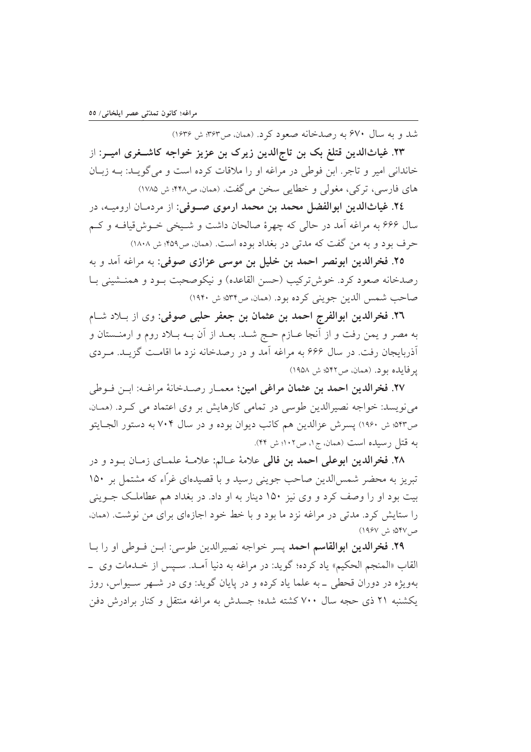شد و به سال ۶۷۰ به رصدخانه صعود کرد. (همان، ص۳۶۳؛ ش ۱۶۳۶)

**۲۳. غیاث‌الدین قتلغ بک بن تاج‌الدین زیرک بن عزیز خواجه کاشغری امیر**: از خاندانی امیر و تاجر. ابن فوطی در مراغه او را ملاقات کرده است و می‌گوید: به زبان های فارسی، ترکی، مغولی و خطایی سخن می‌گفت. (همان، ص۴۴۸؛ ش ۱۷۸۵)

**٢٤. غیاث‌الدین ابوالفضل محمد بن محمد ارموی صوفی**: از مردمان ارومیه، در سال ۶۶۶ به مراغه آمد در حالی که چهرهٔ صالحان داشت و شیخی خوش‌قیافه و کم حرف بود و به من گفت که مدتی در بغداد بوده است. (همان، ص۴۵۹؛ ش ۱۸۰۸)

**۲۵. فخرالدین ابونصر احمد بن خلیل بن موسی عزازی صوفی**: به مراغه آمد و به رصدخانه صعود کرد. خوش‌ترکیب (حسن القاعده) و نیکوصحبت بود و همنشینی با صاحب شمس الدین جوینی کرده بود. (همان، ص۵۳۴؛ ش ۱۹۴۰)

**٢٦. فخرالدین ابوالفرج احمد بن عثمان بن جعفر حلبی صوفی**: وی از بلاد شام به مصر و یمن رفت و از آنجا عازم حج شد. بعد از آن به بلاد روم و ارمنستان و آذربایجان رفت. در سال ۶۶۶ به مراغه آمد و در رصدخانه نزد ما اقامت گزید. مردی پرفایده بود. (همان، ص۵۴۲؛ ش ۱۹۵۸)

**۲۷. فخرالدین احمد بن عثمان مراغی امین؛ معمار رصدخانهٔ مراغه**: ابن فوطی می‌نویسد: خواجه نصیرالدین طوسی در تمامی کارهایش بر وی اعتماد می کرد. (همان، ص۵۴۳؛ ش ۱۹۶۰) پسرش عزالدین هم کاتب دیوان بوده و در سال ۷۰۴ به دستور الجایتو به قتل رسیده است (همان، ج۱، ص۱۰۲؛ ش ۴۴).

**۲۸. فخرالدین ابوعلی احمد بن فالی** علامهٔ عالم: علامهٔ علمای زمان بود و در تبریز به محضر شمس‌الدین صاحب جوینی رسید و با قصیده‌ای غرّاء که مشتمل بر ۱۵۰ بیت بود او را وصف کرد و وی نیز ۱۵۰ دینار به او داد. در بغداد هم عطاملک جوینی را ستایش کرد. مدتی در مراغه نزد ما بود و با خط خود اجازه‌ای برای من نوشت. (همان، ص۵۴۷؛ ش ۱۹۶۷)

**۲۹. فخرالدین ابوالقاسم احمد** پسر خواجه نصیرالدین طوسی: ابن فوطی او را با القاب «المنجم الحکیم» یاد کرده؛ گوید: در مراغه به دنیا آمد. سپس از خدمات وی ـ به‌ویژه در دوران قحطی ـ به علما یاد کرده و در پایان گوید: وی در شهر سیواس، روز یکشنبه ۲۱ ذی حجه سال ۷۰۰ کشته شده؛ جسدش به مراغه منتقل و کنار برادرش دفن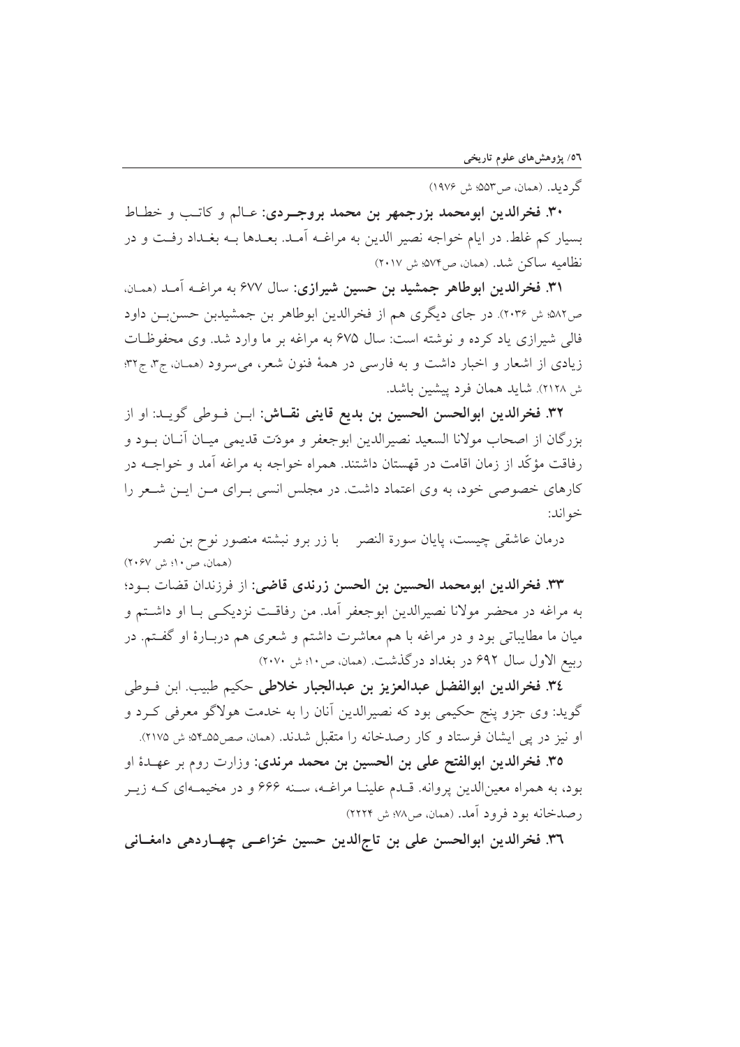گردید. (همان، ص۵۵۳؛ ش ۱۹۷۶)

۳۰. **فخرالدین ابومحمد بزرجمهر بن محمد بروجردی:** عالم و کاتب و خطاط بسیار کم غلط. در ایام خواجه نصیر الدین به مراغه آمد. بعدها به بغداد رفت و در نظامیه ساکن شد. (همان، ص۵۷۴؛ ش ۲۰۱۷)

۳۱. **فخرالدین ابوطاهر جمشید بن حسین شیرازی:** سال ۶۷۷ به مراغه آمد (همان، ص۵۸۲؛ ش ۲۰۳۶). در جای دیگری هم از فخرالدین ابوطاهر بن جمشیدبن حسن‌بن داود فالی شیرازی یاد کرده و نوشته است: سال ۶۷۵ به مراغه بر ما وارد شد. وی محفوظات زیادی از اشعار و اخبار داشت و به فارسی در همهٔ فنون شعر، می‌سرود (همان، ج۳، ج۳۲؛ ش ۲۱۲۸). شاید همان فرد پیشین باشد.

۳۲. **فخرالدین ابوالحسن الحسین بن بدیع قاینی نقاش:** ابن فوطی گوید: او از بزرگان از اصحاب مولانا السعید نصیرالدین ابوجعفر و مودّت قدیمی میان آنان بود و رفاقت مؤکّد از زمان اقامت در قهستان داشتند. همراه خواجه به مراغه آمد و خواجه در کارهای خصوصی خود، به وی اعتماد داشت. در مجلس انسی برای من این شعر را خواند:

درمان عاشقی چیست، پایان سورة النصر     با زر برو نبشته منصور نوح بن نصر

(همان، ص۱۰؛ ش ۲۰۶۷)

۳۳. **فخرالدین ابومحمد الحسین بن الحسن زرندی قاضی:** از فرزندان قضات بود؛ به مراغه در محضر مولانا نصیرالدین ابوجعفر آمد. من رفاقت نزدیکی با او داشتم و میان ما مطایباتی بود و در مراغه با هم معاشرت داشتم و شعری هم دربارهٔ او گفتم. در ربیع الاول سال ۶۹۲ در بغداد درگذشت. (همان، ص۱۰؛ ش ۲۰۷۰)

۳٤. **فخرالدین ابوالفضل عبدالعزیز بن عبدالجبار خلاطی** حکیم طبیب. ابن فوطی گوید: وی جزو پنج حکیمی بود که نصیرالدین آنان را به خدمت هولاگو معرفی کرد و او نیز در پی ایشان فرستاد و کار رصدخانه را متقبل شدند. (همان، صص۵۵-۵۴؛ ش ۲۱۷۵).

۳۵. **فخرالدین ابوالفتح علی بن الحسین بن محمد مرندی:** وزارت روم بر عهدهٔ او بود، به همراه معین‌الدین پروانه. قدم علینا مراغه، سنه ۶۶۶ و در مخیمه‌ای که زیر رصدخانه بود فرود آمد. (همان، ص۷۸؛ ش ۲۲۲۴)

۳٦. **فخرالدین ابوالحسن علی بن تاج‌الدین حسین خزاعی چهاردهی دامغانی**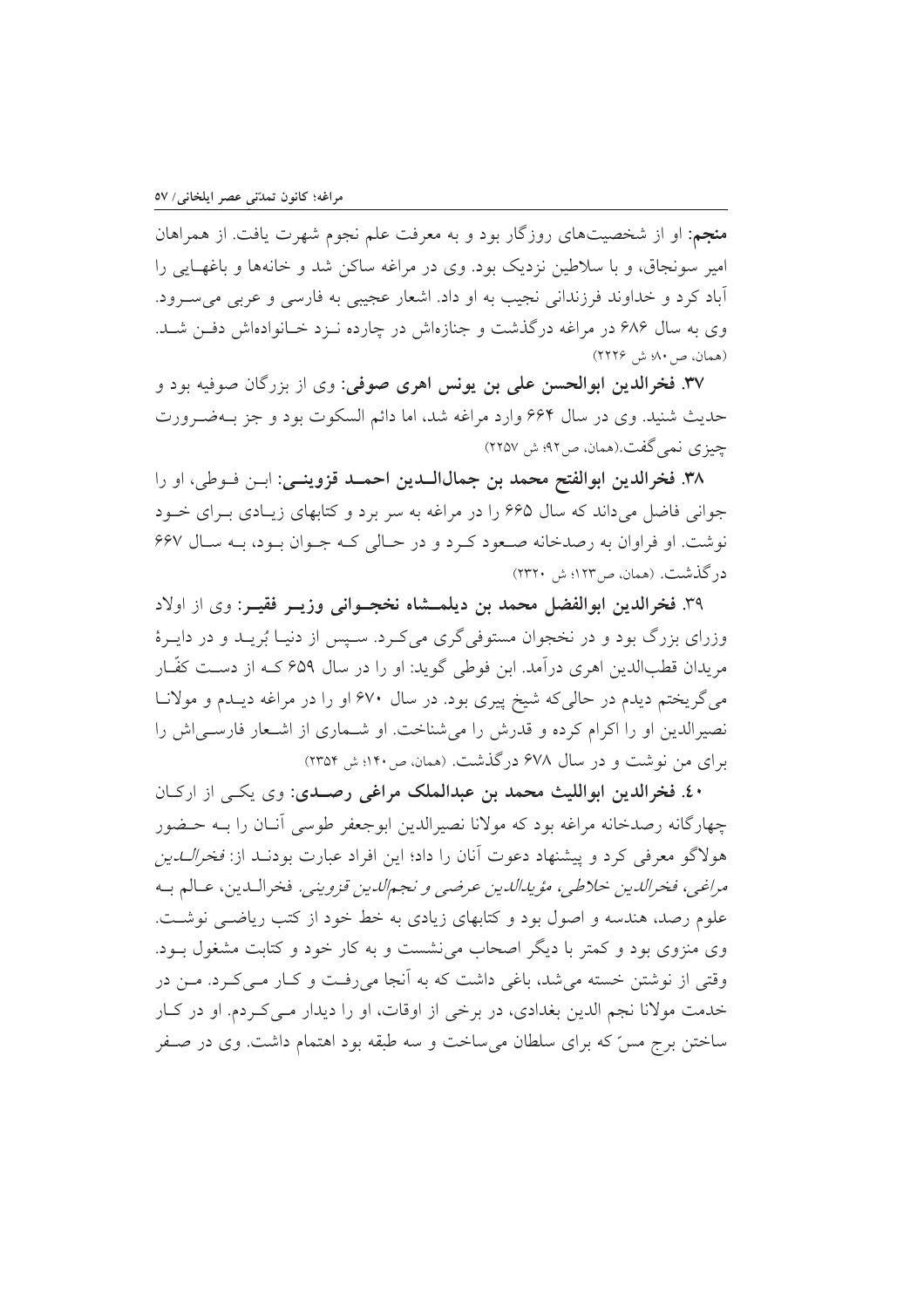**منجم:** او از شخصیت‌های روزگار بود و به معرفت علم نجوم شهرت یافت. از همراهان امیر سونجاق، و با سلاطین نزدیک بود. وی در مراغه ساکن شد و خانه‌ها و باغهایی را آباد کرد و خداوند فرزندانی نجیب به او داد. اشعار عجیبی به فارسی و عربی می‌سرود. وی به سال ۶۸۶ در مراغه درگذشت و جنازه‌اش در چارده نزد خانواده‌اش دفن شد. (همان، ص ۸۰؛ ش ۲۲۲۶)

**۳۷. فخرالدین ابوالحسن علی بن یونس اهری صوفی:** وی از بزرگان صوفیه بود و حدیث شنید. وی در سال ۶۶۴ وارد مراغه شد، اما دائم السکوت بود و جز به‌ضرورت چیزی نمی‌گفت.(همان، ص۹۲؛ ش ۲۲۵۷)

**۳۸. فخرالدین ابوالفتح محمد بن جمال‌الدین احمد قزوینی:** ابن فوطی، او را جوانی فاضل می‌داند که سال ۶۶۵ را در مراغه به سر برد و کتابهای زیادی برای خود نوشت. او فراوان به رصدخانه صعود کرد و در حالی که جوان بود، به سال ۶۶۷ درگذشت. (همان، ص۱۲۳؛ ش ۲۳۲۰)

**۳۹. فخرالدین ابوالفضل محمد بن دیلمشاه نخجوانی وزیر فقیر:** وی از اولاد وزرای بزرگ بود و در نخجوان مستوفی‌گری می‌کرد. سپس از دنیا بُرید و در دایرهٔ مریدان قطب‌الدین اهری درآمد. ابن فوطی گوید: او را در سال ۶۵۹ که از دست کفّار می‌گریختم دیدم در حالی‌که شیخ پیری بود. در سال ۶۷۰ او را در مراغه دیدم و مولانا نصیرالدین او را اکرام کرده و قدرش را می‌شناخت. او شماری از اشعار فارسی‌اش را برای من نوشت و در سال ۶۷۸ درگذشت. (همان، ص۱۴۰؛ ش ۲۳۵۴)

**۴۰. فخرالدین ابواللیث محمد بن عبدالملک مراغی رصدی:** وی یکی از ارکان چهارگانه رصدخانه مراغه بود که مولانا نصیرالدین ابوجعفر طوسی آنان را به حضور هولاگو معرفی کرد و پیشنهاد دعوت آنان را داد؛ این افراد عبارت بودند از: *فخرالدین مراغی، فخرالدین خلاطی، مؤیدالدین عرضی و نجم‌الدین قزوینی*. فخرالدین، عالم به علوم رصد، هندسه و اصول بود و کتابهای زیادی به خط خود از کتب ریاضی نوشت. وی منزوی بود و کمتر با دیگر اصحاب می‌نشست و به کار خود و کتابت مشغول بود. وقتی از نوشتن خسته می‌شد، باغی داشت که به آنجا می‌رفت و کار می‌کرد. من در خدمت مولانا نجم الدین بغدادی، در برخی از اوقات، او را دیدار می‌کردم. او در کار ساختن برج مسّ که برای سلطان می‌ساخت و سه طبقه بود اهتمام داشت. وی در صفر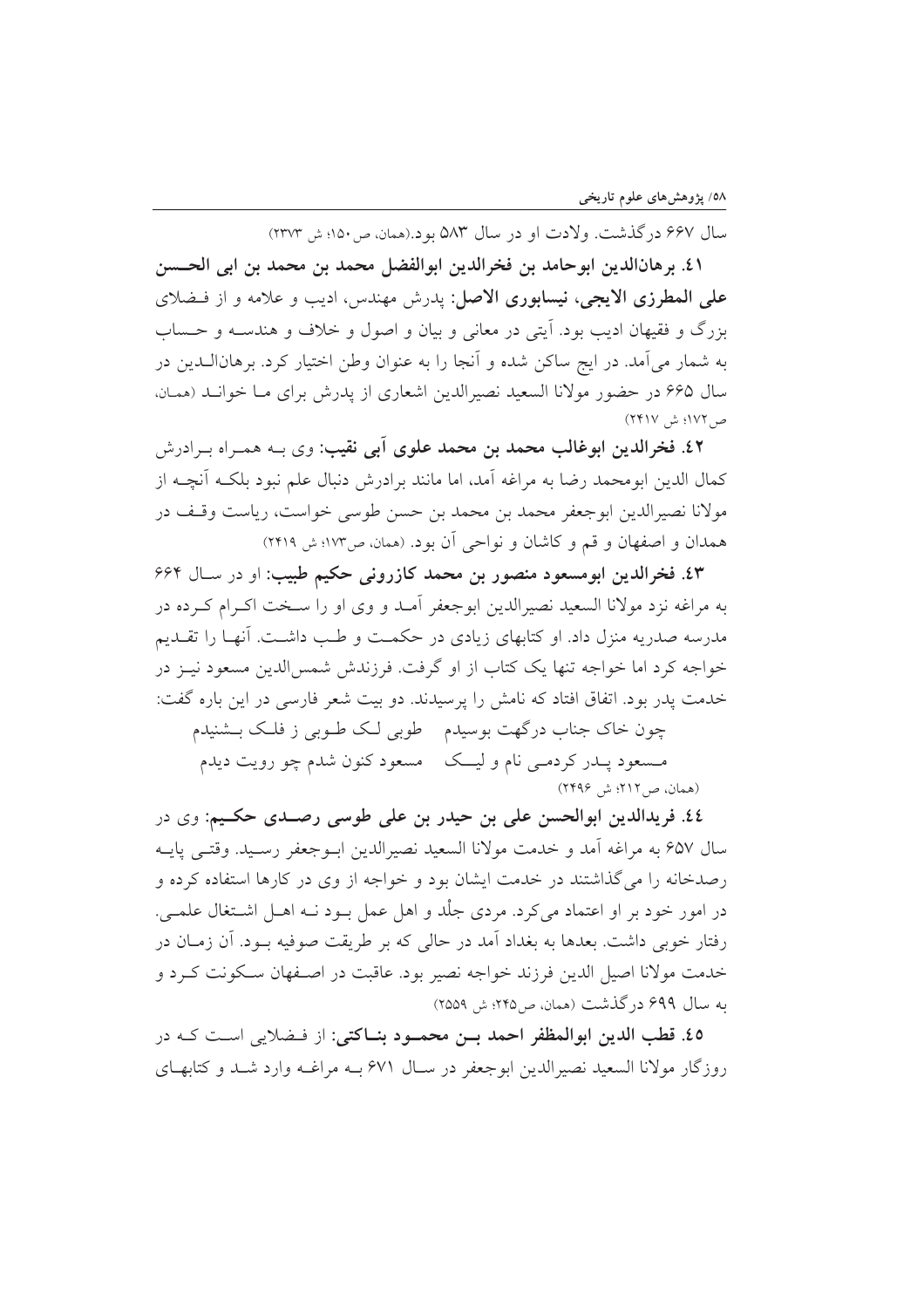سال ۶۶۷ درگذشت. ولادت او در سال ۵۸۳ بود.(همان، ص۱۵۰؛ ش ۲۳۷۳)

**٤١. برهان‌الدین ابوحامد بن فخرالدین ابوالفضل محمد بن محمد بن ابی الحسن علی المطرزی الایجی، نیسابوری الاصل:** پدرش مهندس، ادیب و علامه و از فضلای بزرگ و فقیهان ادیب بود. آیتی در معانی و بیان و اصول و خلاف و هندسه و حساب به شمار می‌آمد. در ایج ساکن شده و آنجا را به عنوان وطن اختیار کرد. برهان‌الدین در سال ۶۶۵ در حضور مولانا السعید نصیرالدین اشعاری از پدرش برای ما خواند (همان، ص۱۷۲؛ ش ۲۴۱۷)

**٤٢. فخرالدین ابوغالب محمد بن محمد علوی آبی نقیب:** وی به همراه برادرش کمال الدین ابومحمد رضا به مراغه آمد، اما مانند برادرش دنبال علم نبود بلکه آنچه از مولانا نصیرالدین ابوجعفر محمد بن محمد بن حسن طوسی خواست، ریاست وقف در همدان و اصفهان و قم و کاشان و نواحی آن بود. (همان، ص۱۷۳؛ ش ۲۴۱۹)

**٤٣. فخرالدین ابومسعود منصور بن محمد کازرونی حکیم طبیب:** او در سال ۶۶۴ به مراغه نزد مولانا السعید نصیرالدین ابوجعفر آمد و وی او را سخت اکرام کرده در مدرسه صدریه منزل داد. او کتابهای زیادی در حکمت و طب داشت. آنها را تقدیم خواجه کرد اما خواجه تنها یک کتاب از او گرفت. فرزندش شمس‌الدین مسعود نیز در خدمت پدر بود. اتفاق افتاد که نامش را پرسیدند. دو بیت شعر فارسی در این باره گفت:

چون خاک جناب درگهت بوسیدم　　طوبی لک طوبی ز فلک بشنیدم

مسعود پدر کردمی نام و لیک　　مسعود کنون شدم چو رویت دیدم

(همان، ص۲۱۲؛ ش ۲۴۹۶)

**٤٤. فریدالدین ابوالحسن علی بن حیدر بن علی طوسی رصدی حکیم:** وی در سال ۶۵۷ به مراغه آمد و خدمت مولانا السعید نصیرالدین ابوجعفر رسید. وقتی پایه رصدخانه را می‌گذاشتند در خدمت ایشان بود و خواجه از وی در کارها استفاده کرده و در امور خود بر او اعتماد می‌کرد. مردی جلْد و اهل عمل بود نه اهل اشتغال علمی. رفتار خوبی داشت. بعدها به بغداد آمد در حالی که بر طریقت صوفیه بود. آن زمان در خدمت مولانا اصیل الدین فرزند خواجه نصیر بود. عاقبت در اصفهان سکونت کرد و به سال ۶۹۹ درگذشت (همان، ص۲۴۵؛ ش ۲۵۵۹)

**٤٥. قطب الدین ابوالمظفر احمد بن محمود بناکتی:** از فضلایی است که در روزگار مولانا السعید نصیرالدین ابوجعفر در سال ۶۷۱ به مراغه وارد شد و کتابهای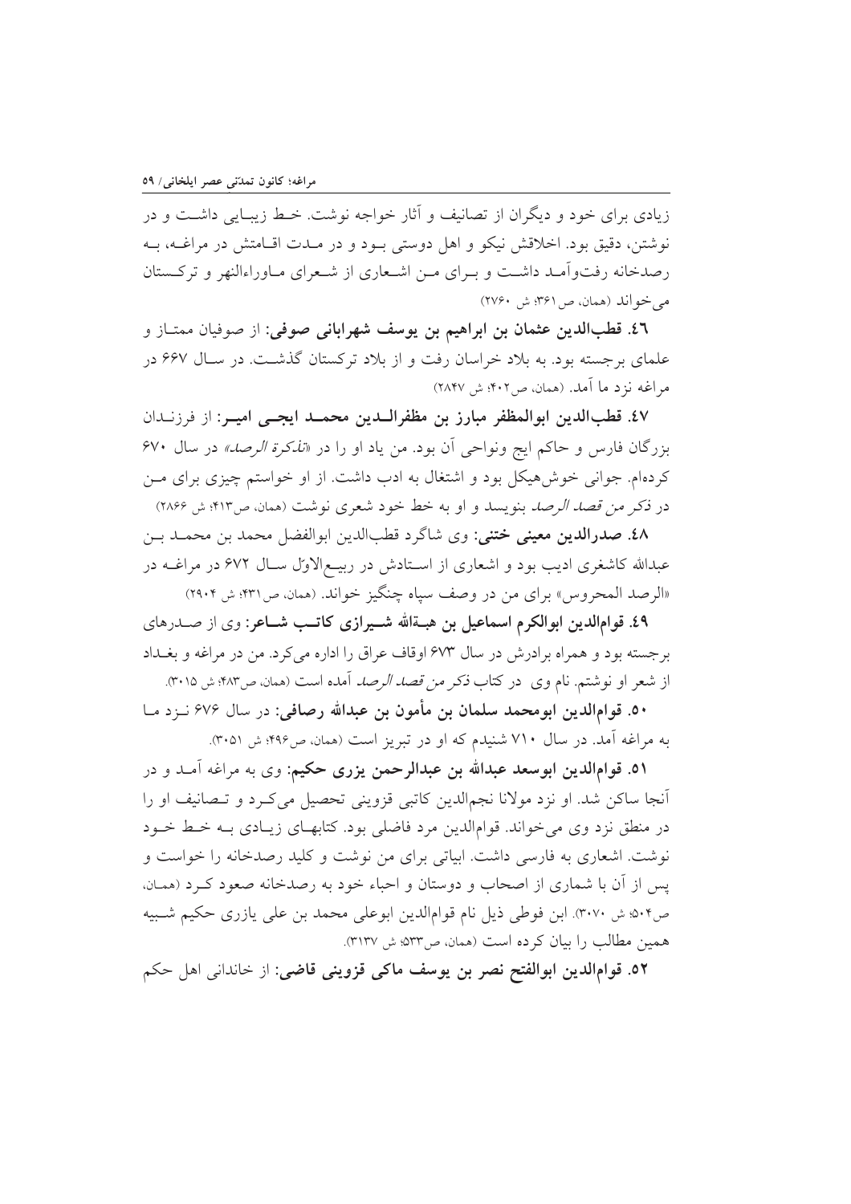زیادی برای خود و دیگران از تصانیف و آثار خواجه نوشت. خط زیبایی داشت و در نوشتن، دقیق بود. اخلاقش نیکو و اهل دوستی بود و در مدت اقامتش در مراغه، به رصدخانه رفت‌وآمد داشت و برای من اشعاری از شعرای ماوراءالنهر و ترکستان می‌خواند (همان، ص۳۶۱؛ ش ۲۷۶۰)

**٤٦. قطب‌الدین عثمان بن ابراهیم بن یوسف شهرابانی صوفی:** از صوفیان ممتاز و علمای برجسته بود. به بلاد خراسان رفت و از بلاد ترکستان گذشت. در سال ۶۶۷ در مراغه نزد ما آمد. (همان، ص۴۰۲؛ ش ۲۸۴۷)

**٤٧. قطب‌الدین ابوالمظفر مبارز بن مظفرالدین محمد ایجی امیر:** از فرزندان بزرگان فارس و حاکم ایج ونواحی آن بود. من یاد او را در «*تذکرة الرصد*» در سال ۶۷۰ کرده‌ام. جوانی خوش‌هیکل بود و اشتغال به ادب داشت. از او خواستم چیزی برای من در *ذکر من قصد الرصد* بنویسد و او به خط خود شعری نوشت (همان، ص۴۱۳؛ ش ۲۸۶۶)

**٤٨. صدرالدین معینی ختنی:** وی شاگرد قطب‌الدین ابوالفضل محمد بن محمد بن عبدالله کاشغری ادیب بود و اشعاری از استادش در ربیع‌الاوّل سال ۶۷۲ در مراغه در «الرصد المحروس» برای من در وصف سپاه چنگیز خواند. (همان، ص۴۳۱؛ ش ۲۹۰۴)

**٤٩. قوام‌الدین ابوالکرم اسماعیل بن هبة‌الله شیرازی کاتب شاعر:** وی از صدرهای برجسته بود و همراه برادرش در سال ۶۷۳ اوقاف عراق را اداره می‌کرد. من در مراغه و بغداد از شعر او نوشتم. نام وی در کتاب *ذکر من قصد الرصد* آمده است (همان، ص۴۸۳؛ ش ۳۰۱۵).

**۵۰. قوام‌الدین ابومحمد سلمان بن مأمون بن عبدالله رصافی:** در سال ۶۷۶ نزد ما به مراغه آمد. در سال ۷۱۰ شنیدم که او در تبریز است (همان، ص۴۹۶؛ ش ۳۰۵۱).

**۵۱. قوام‌الدین ابوسعد عبدالله بن عبدالرحمن یزری حکیم:** وی به مراغه آمد و در آنجا ساکن شد. او نزد مولانا نجم‌الدین کاتبی قزوینی تحصیل می‌کرد و تصانیف او را در منطق نزد وی می‌خواند. قوام‌الدین مرد فاضلی بود. کتابهای زیادی به خط خود نوشت. اشعاری به فارسی داشت. ابیاتی برای من نوشت و کلید رصدخانه را خواست و پس از آن با شماری از اصحاب و دوستان و احباء خود به رصدخانه صعود کرد (همان، ص۵۰۴؛ ش ۳۰۷۰). ابن فوطی ذیل نام قوام‌الدین ابوعلی محمد بن علی یازری حکیم شبیه همین مطالب را بیان کرده است (همان، ص۵۳۳؛ ش ۳۱۳۷).

**۵۲. قوام‌الدین ابوالفتح نصر بن یوسف ماکی قزوینی قاضی:** از خاندانی اهل حکم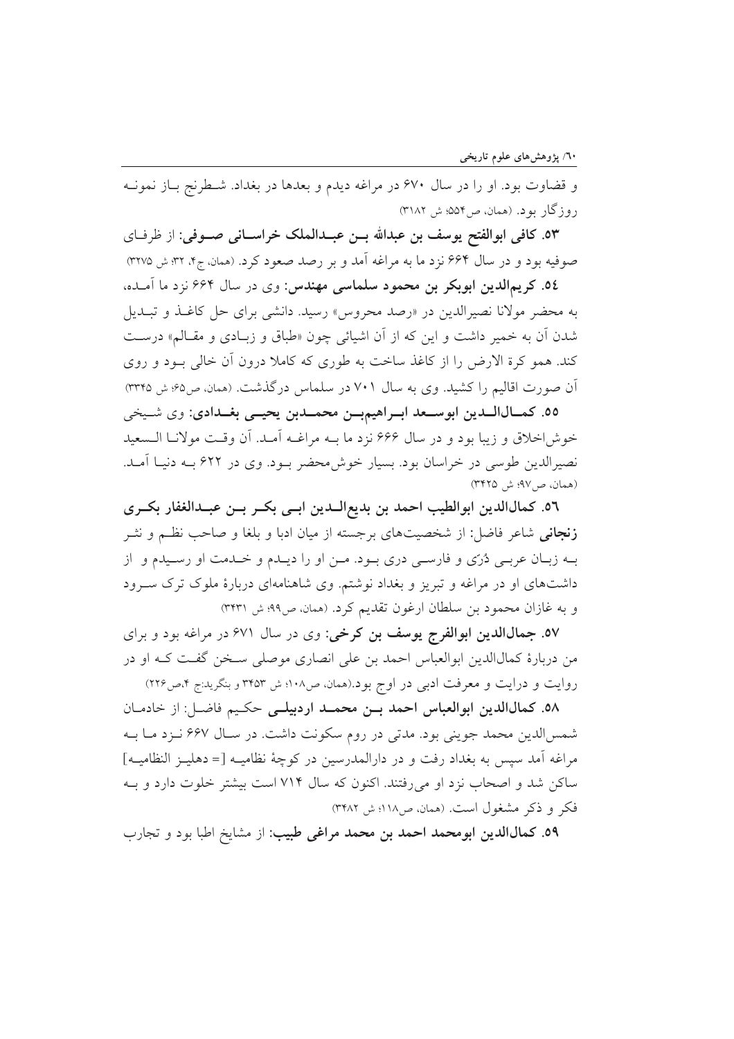و قضاوت بود. او را در سال ۶۷۰ در مراغه دیدم و بعدها در بغداد. شطرنج باز نمونه روزگار بود. (همان، ص۵۵۴؛ ش ۳۱۸۲)

**۵۳. کافی ابوالفتح یوسف بن عبدالله بن عبدالملک خراسانی صوفی:** از ظرفای صوفیه بود و در سال ۶۶۴ نزد ما به مراغه آمد و بر رصد صعود کرد. (همان، ج۴، ۳۲؛ ش ۳۲۷۵)

**٥٤. کریم‌الدین ابوبکر بن محمود سلماسی مهندس:** وی در سال ۶۶۴ نزد ما آمده، به محضر مولانا نصیرالدین در «رصد محروس» رسید. دانشی برای حل کاغذ و تبدیل شدن آن به خمیر داشت و این که از آن اشیائی چون «طباق و زبادی و مقالم» درست کند. همو کرة الارض را از کاغذ ساخت به طوری که کاملا درون آن خالی بود و روی آن صورت اقالیم را کشید. وی به سال ۷۰۱ در سلماس درگذشت. (همان، ص۶۵؛ ش ۳۳۴۵)

**٥٥. کمال‌الدین ابوسعد ابراهیم‌بن محمدبن یحیی بغدادی:** وی شیخی خوش‌اخلاق و زیبا بود و در سال ۶۶۶ نزد ما به مراغه آمد. آن وقت مولانا السعید نصیرالدین طوسی در خراسان بود. بسیار خوش‌محضر بود. وی در ۶۲۲ به دنیا آمد. (همان، ص۹۷؛ ش ۳۴۲۵)

**٥٦. کمال‌الدین ابوالطیب احمد بن بدیع‌الدین ابی بکر بن عبدالغفار بکری زنجانی** شاعر فاضل: از شخصیت‌های برجسته از میان ادبا و بلغا و صاحب نظم و نثر به زبان عربی دُرّی و فارسی دری بود. من او را دیدم و خدمت او رسیدم و از داشت‌های او در مراغه و تبریز و بغداد نوشتم. وی شاهنامه‌ای دربارهٔ ملوک ترک سرود و به غازان محمود بن سلطان ارغون تقدیم کرد. (همان، ص۹۹؛ ش ۳۴۳۱)

**۵۷. جمال‌الدین ابوالفرج یوسف بن کرخی:** وی در سال ۶۷۱ در مراغه بود و برای من دربارهٔ کمال‌الدین ابوالعباس احمد بن علی انصاری موصلی سخن گفت که او در روایت و درایت و معرفت ادبی در اوج بود.(همان، ص۱۰۸؛ ش ۳۴۵۳ و بنگرید:ج ۴،ص۲۲۶)

**۵۸. کمال‌الدین ابوالعباس احمد بن محمد اردبیلی** حکیم فاضل: از خادمان شمس‌الدین محمد جوینی بود. مدتی در روم سکونت داشت. در سال ۶۶۷ نزد ما به مراغه آمد سپس به بغداد رفت و در دارالمدرسین در کوچهٔ نظامیه [= دهلیز النظامیه] ساکن شد و اصحاب نزد او می‌رفتند. اکنون که سال ۷۱۴ است بیشتر خلوت دارد و به فکر و ذکر مشغول است. (همان، ص۱۱۸؛ ش ۳۴۸۲)

**۵۹. کمال‌الدین ابومحمد احمد بن محمد مراغی طبیب:** از مشایخ اطبا بود و تجارب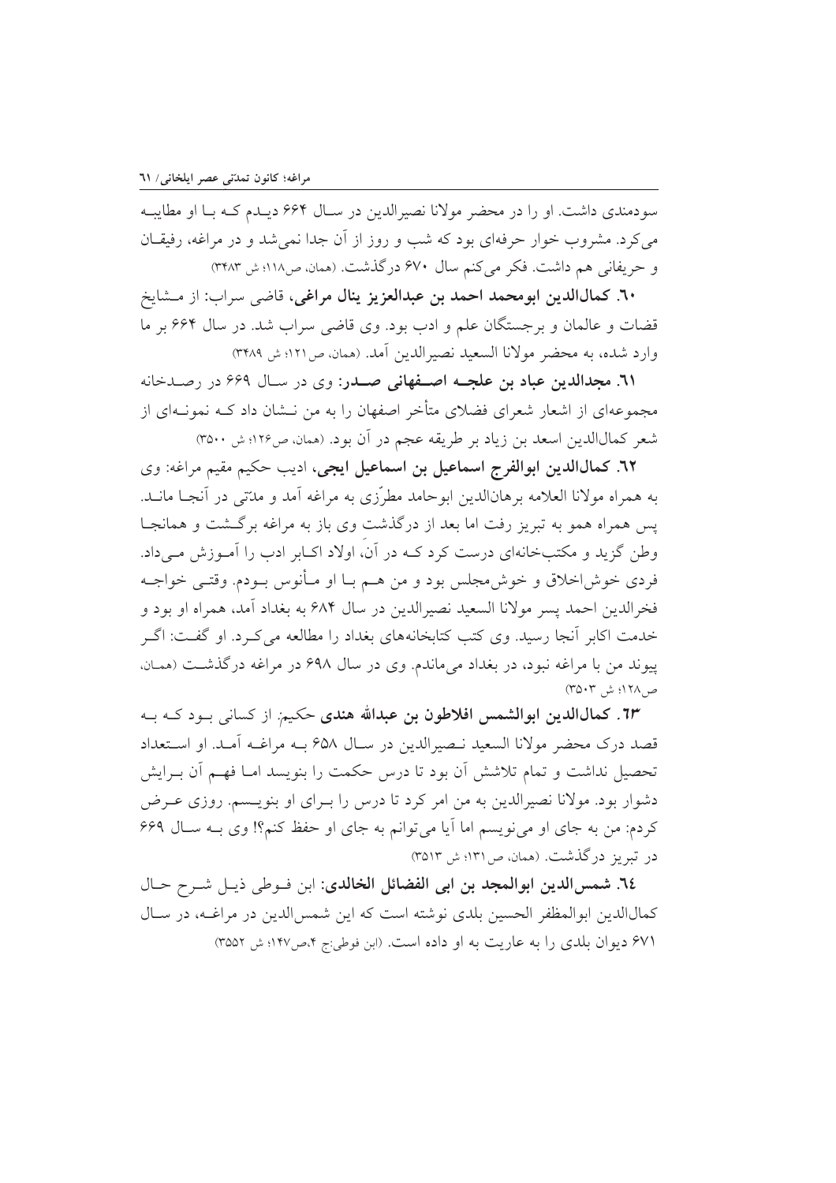سودمندی داشت. او را در محضر مولانا نصیرالدین در سال ۶۶۴ دیدم که با او مطایبه می‌کرد. مشروب خوار حرفه‌ای بود که شب و روز از آن جدا نمی‌شد و در مراغه، رفیقان و حریفانی هم داشت. فکر می‌کنم سال ۶۷۰ درگذشت. (همان، ص۱۱۸؛ ش ۳۴۸۳)

٦٠. **کمال‌الدین ابومحمد احمد بن عبدالعزیز ینال مراغی**، قاضی سراب: از مشایخ قضات و عالمان و برجستگان علم و ادب بود. وی قاضی سراب شد. در سال ۶۶۴ بر ما وارد شده، به محضر مولانا السعید نصیرالدین آمد. (همان، ص۱۲۱؛ ش ۳۴۸۹)

٦١. **مجدالدین عباد بن علجه اصفهانی صدر**: وی در سال ۶۶۹ در رصدخانه مجموعه‌ای از اشعار شعرای فضلای متأخر اصفهان را به من نشان داد که نمونه‌ای از شعر کمال‌الدین اسعد بن زیاد بر طریقه عجم در آن بود. (همان، ص۱۲۶؛ ش ۳۵۰۰)

٦٢. **کمال‌الدین ابوالفرج اسماعیل بن اسماعیل ایجی**، ادیب حکیم مقیم مراغه: وی به همراه مولانا العلامه برهان‌الدین ابوحامد مطرّزی به مراغه آمد و مدّتی در آنجا ماند. پس همراه همو به تبریز رفت اما بعد از درگذشت وی باز به مراغه برگشت و همانجا وطن گزید و مکتب‌خانه‌ای درست کرد که در آن، اولاد اکابر ادب را آموزش می‌داد. فردی خوش‌اخلاق و خوش‌مجلس بود و من هم با او مأنوس بودم. وقتی خواجه فخرالدین احمد پسر مولانا السعید نصیرالدین در سال ۶۸۴ به بغداد آمد، همراه او بود و خدمت اکابر آنجا رسید. وی کتب کتابخانه‌های بغداد را مطالعه می‌کرد. او گفت: اگر پیوند من با مراغه نبود، در بغداد می‌ماندم. وی در سال ۶۹۸ در مراغه درگذشت (همان، ص۱۲۸؛ ش ۳۵۰۳)

٦٣. **کمال‌الدین ابوالشمس افلاطون بن عبدالله هندی** حکیم: از کسانی بود که به قصد درک محضر مولانا السعید نصیرالدین در سال ۶۵۸ به مراغه آمد. او استعداد تحصیل نداشت و تمام تلاشش آن بود تا درس حکمت را بنویسد اما فهم آن برایش دشوار بود. مولانا نصیرالدین به من امر کرد تا درس را برای او بنویسم. روزی عرض کردم: من به جای او می‌نویسم اما آیا می‌توانم به جای او حفظ کنم؟! وی به سال ۶۶۹ در تبریز درگذشت. (همان، ص۱۳۱؛ ش ۳۵۱۳)

٦٤. **شمس‌الدین ابوالمجد بن ابی الفضائل الخالدی**: ابن فوطی ذیل شرح حال کمال‌الدین ابوالمظفر الحسین بلدی نوشته است که این شمس‌الدین در مراغه، در سال ۶۷۱ دیوان بلدی را به عاریت به او داده است. (ابن فوطی:ج ۴،ص۱۴۷؛ ش ۳۵۵۲)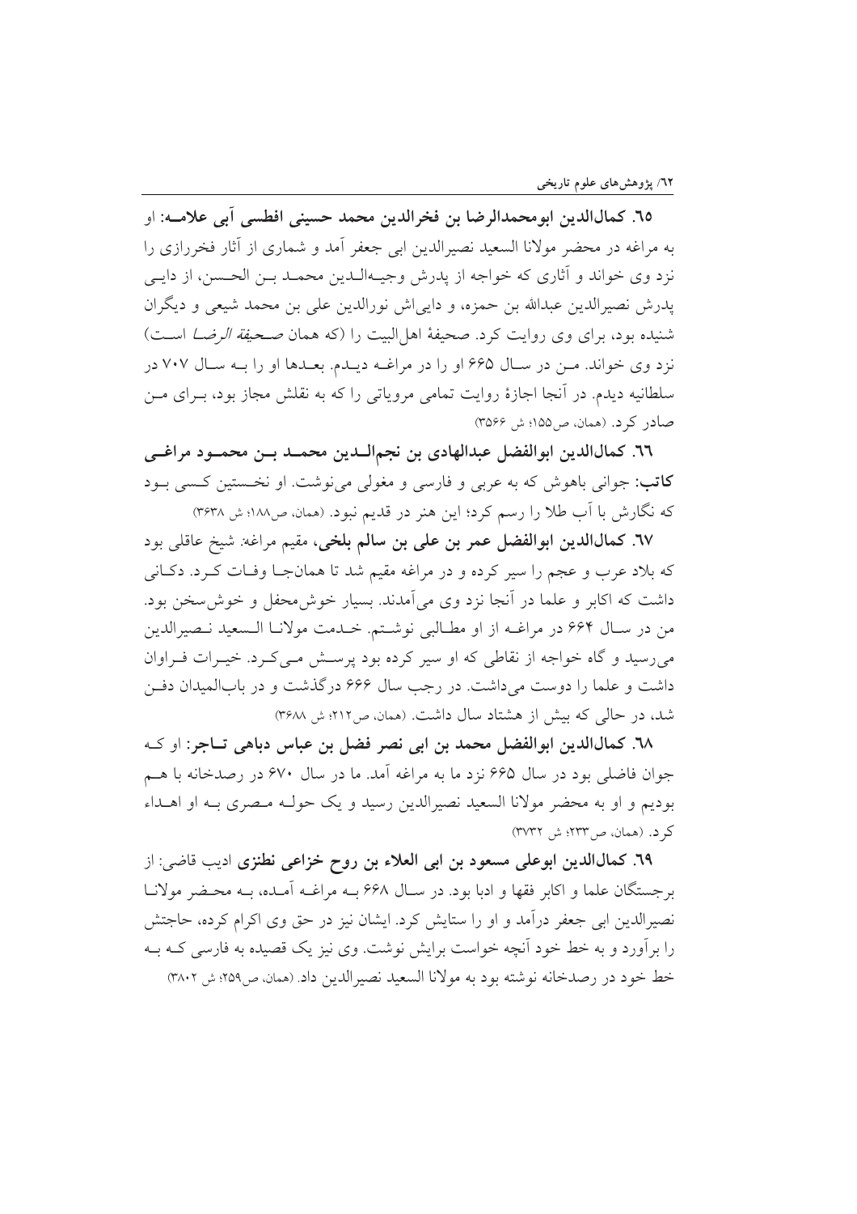**٦٥. کمال‌الدین ابومحمدالرضا بن فخرالدین محمد حسینی افطسی آبی علامـه:** او به مراغه در محضر مولانا السعید نصیرالدین ابی جعفر آمد و شماری از آثار فخررازی را نزد وی خواند و آثاری که خواجه از پدرش وجیه‌الـدین محمـد بـن الحسن، از دایـی پدرش نصیرالدین عبدالله بن حمزه، و دایی‌اش نورالدین علی بن محمد شیعی و دیگران شنیده بود، برای وی روایت کرد. صحیفهٔ اهل‌البیت را (که همان *صحیفة الرضا* است) نزد وی خواند. مـن در سـال ۶۶۵ او را در مراغـه دیـدم. بعـدها او را بـه سـال ۷۰۷ در سلطانیه دیدم. در آنجا اجازهٔ روایت تمامی مروریاتی را که به نقلش مجاز بود، بـرای مـن صادر کرد. (همان، ص۱۵۵؛ ش ۳۵۶۶)

**٦٦. کمال‌الدین ابوالفضل عبدالهادی بن نجم‌الـدین محمـد بـن محمـود مراغـی کاتب:** جوانی باهوش که به عربی و فارسی و مغولی می‌نوشت. او نخـستین کـسی بـود که نگارش با آب طلا را رسم کرد؛ این هنر در قدیم نبود. (همان، ص۱۸۸؛ ش ۳۶۳۸)

**٦٧. کمال‌الدین ابوالفضل عمر بن علی بن سالم بلخی،** مقیم مراغه: شیخ عاقلی بود که بلاد عرب و عجم را سیر کرده و در مراغه مقیم شد تا همان‌جـا وفـات کـرد. دکـانی داشت که اکابر و علما در آنجا نزد وی می‌آمدند. بسیار خوش‌محفل و خوش‌سخن بود. من در سـال ۶۶۴ در مراغـه از او مطـالبی نوشـتم. خـدمت مولانـا الـسعید نـصیرالدین می‌رسید و گاه خواجه از نقاطی که او سیر کرده بود پرسـش مـی‌کـرد. خیـرات فـراوان داشت و علما را دوست می‌داشت. در رجب سال ۶۶۶ درگذشت و در باب‌المیدان دفـن شد، در حالی که بیش از هشتاد سال داشت. (همان، ص۲۱۲؛ ش ۳۶۸۸)

**٦٨. کمال‌الدین ابوالفضل محمد بن ابی نصر فضل بن عباس دباهی تـاجر:** او کـه جوان فاضلی بود در سال ۶۶۵ نزد ما به مراغه آمد. ما در سال ۶۷۰ در رصدخانه با هـم بودیم و او به محضر مولانا السعید نصیرالدین رسید و یک حولـه مـصری بـه او اهـداء کرد. (همان، ص۲۳۳؛ ش ۳۷۳۲)

**٦٩. کمال‌الدین ابوعلی مسعود بن ابی العلاء بن روح خزاعی نطنزی** ادیب قاضی: از برجستگان علما و اکابر فقها و ادبا بود. در سـال ۶۶۸ بـه مراغـه آمـده، بـه محـضر مولانـا نصیرالدین ابی جعفر درآمد و او را ستایش کرد. ایشان نیز در حق وی اکرام کرده، حاجتش را برآورد و به خط خود آنچه خواست برایش نوشت. وی نیز یک قصیده به فارسی کـه بـه خط خود در رصدخانه نوشته بود به مولانا السعید نصیرالدین داد. (همان، ص۲۵۹؛ ش ۳۸۰۲)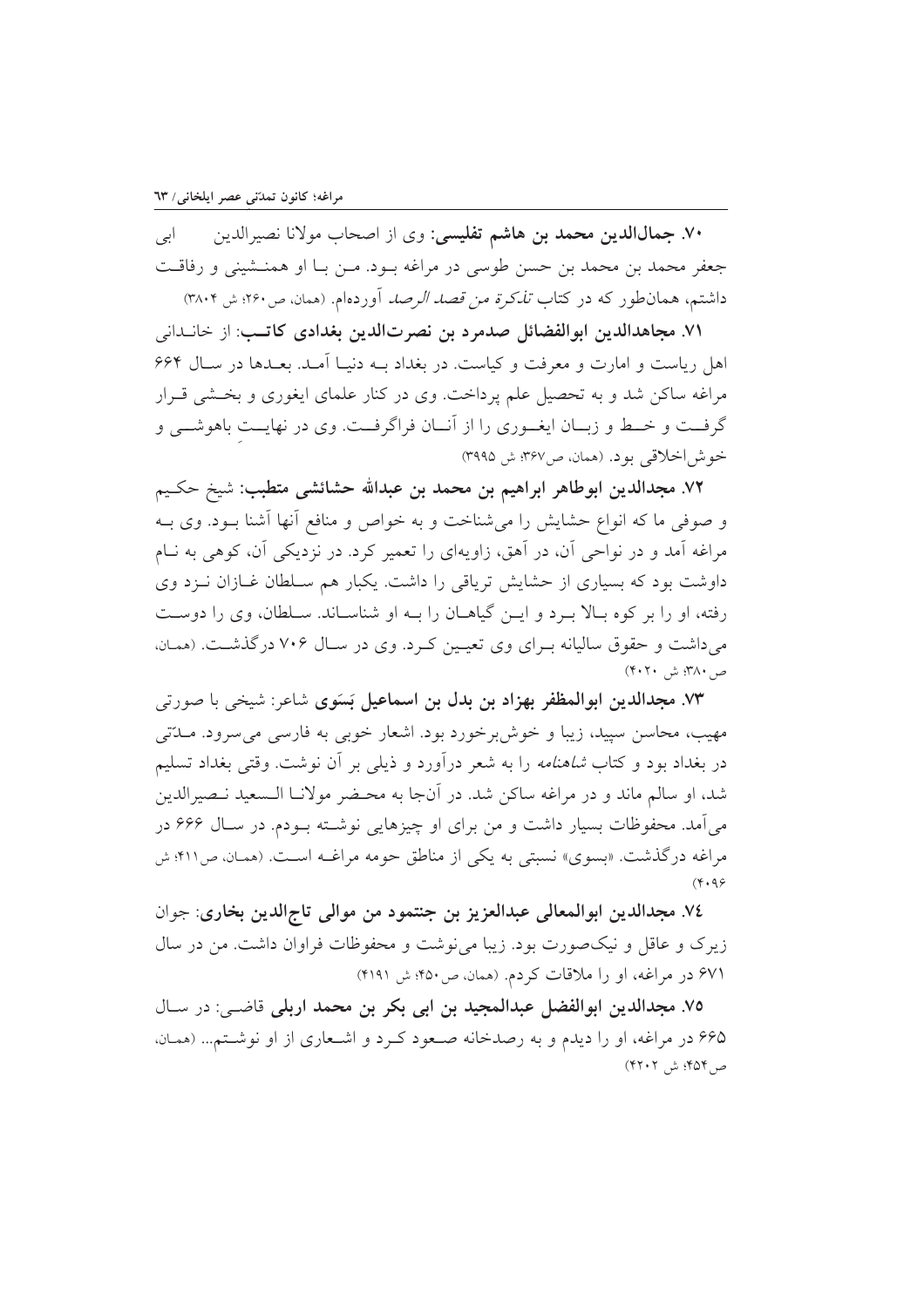**۷۰. جمال‌الدین محمد بن هاشم تفلیسی:** وی از اصحاب مولانا نصیرالدین ابی جعفر محمد بن محمد بن حسن طوسی در مراغه بـود. مـن بـا او همنـشینی و رفاقـت داشتم، همان‌طور که در کتاب *تذکرة من قصد الرصد* آورده‌ام. (همان، ص۲۶۰؛ ش ۳۸۰۴)

**۷۱. مجاهدالدین ابوالفضائل صدمرد بن نصرت‌الدین بغدادی کاتـب:** از خانـدانی اهل ریاست و امارت و معرفت و کیاست. در بغداد بـه دنیـا آمـد. بعـدها در سـال ۶۶۴ مراغه ساکن شد و به تحصیل علم پرداخت. وی در کنار علمای ایغوری و بخـشی قـرار گرفـت و خـط و زبـان ایغـوری را از آنـان فراگرفـت. وی در نهایـتِ باهوشـی و خوش‌اخلاقی بود. (همان، ص۳۶۷؛ ش ۳۹۹۵)

**۷۲. مجدالدین ابوطاهر ابراهیم بن محمد بن عبدالله حشائشی متطب:** شیخ حکـیم و صوفی ما که انواع حشایش را می‌شناخت و به خواص و منافع آنها آشنا بـود. وی بـه مراغه آمد و در نواحی آن، در آهق، زاویه‌ای را تعمیر کرد. در نزدیکی آن، کوهی به نـام داوشت بود که بسیاری از حشایش تریاقی را داشت. یکبار هم سـلطان غـازان نـزد وی رفته، او را بر کوه بـالا بـرد و ایـن گیاهـان را بـه او شناسـاند. سـلطان، وی را دوسـت می‌داشت و حقوق سالیانه بـرای وی تعیـین کـرد. وی در سـال ۷۰۶ درگذشـت. (همـان، ص۳۸۰؛ ش ۴۰۲۰)

**۷۳. مجدالدین ابوالمظفر بهزاد بن بدل بن اسماعیل بَسَوی** شاعر: شیخی با صورتی مهیب، محاسن سپید، زیبا و خوش‌برخورد بود. اشعار خوبی به فارسی می‌سرود. مـدّتی در بغداد بود و کتاب *شاهنامه* را به شعر درآورد و ذیلی بر آن نوشت. وقتی بغداد تسلیم شد، او سالم ماند و در مراغه ساکن شد. در آنجا به محـضر مولانـا الـسعید نـصیرالدین می‌آمد. محفوظات بسیار داشت و من برای او چیزهایی نوشتـه بـودم. در سـال ۶۶۶ در مراغه درگذشت. «بسوی» نسبتی به یکی از مناطق حومه مراغـه اسـت. (همـان، ص۴۱۱؛ ش ۴۰۹۶)

**۷٤. مجدالدین ابوالمعالی عبدالعزیز بن جنتمود من موالی تاج‌الدین بخاری:** جوان زیرک و عاقل و نیک‌صورت بود. زیبا می‌نوشت و محفوظات فراوان داشت. من در سال ۶۷۱ در مراغه، او را ملاقات کردم. (همان، ص۴۵۰؛ ش ۴۱۹۱)

**۷۵. مجدالدین ابوالفضل عبدالمجید بن ابی بکر بن محمد اربلی** قاضـی: در سـال ۶۶۵ در مراغه، او را دیدم و به رصدخانه صـعود کـرد و اشـعاری از او نوشـتم... (همـان، ص۴۵۴؛ ش ۴۲۰۲)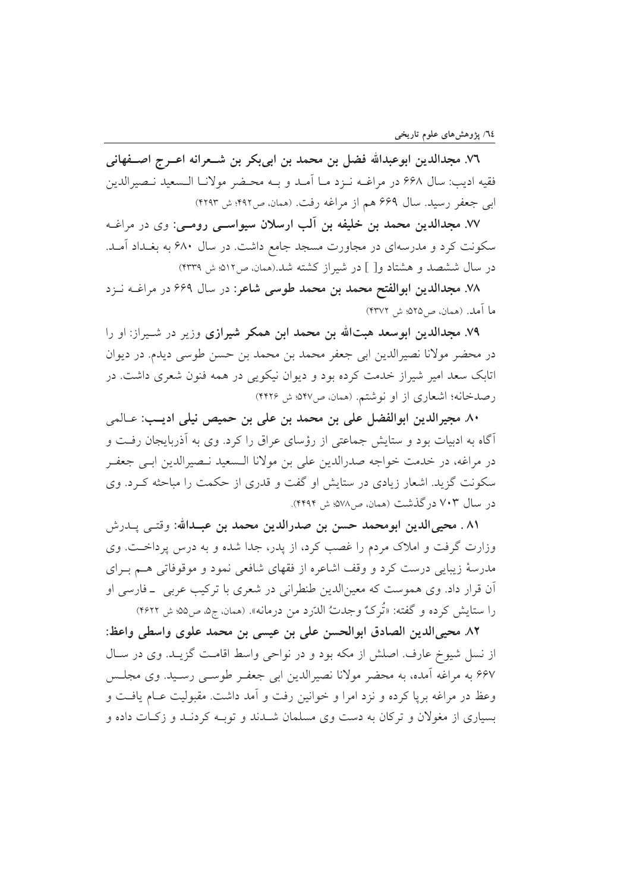**۷۶. مجدالدین ابوعبدالله فضل بن محمد بن ابی‌بکر بن شعرانه اعرج اصفهانی** فقیه ادیب: سال ۶۶۸ در مراغه نزد ما آمد و به محضر مولانا السعید نصیرالدین ابی جعفر رسید. سال ۶۶۹ هم از مراغه رفت. (همان، ص۴۹۲؛ ش ۴۲۹۳)

**۷۷. مجدالدین محمد بن خلیفه بن آلب ارسلان سیواسی رومی:** وی در مراغه سکونت کرد و مدرسه‌ای در مجاورت مسجد جامع داشت. در سال ۶۸۰ به بغداد آمد. در سال ششصد و هشتاد و[ ] در شیراز کشته شد.(همان، ص۵۱۲؛ ش ۴۳۳۹)

**۷۸. مجدالدین ابوالفتح محمد بن محمد طوسی شاعر:** در سال ۶۶۹ در مراغه نزد ما آمد. (همان، ص۵۲۵؛ ش ۴۳۷۲)

**۷۹. مجدالدین ابوسعد هبت‌الله بن محمد ابن همکر شیرازی** وزیر در شیراز: او را در محضر مولانا نصیرالدین ابی جعفر محمد بن محمد بن حسن طوسی دیدم. در دیوان اتابک سعد امیر شیراز خدمت کرده بود و دیوان نیکویی در همه فنون شعری داشت. در رصدخانه؛ اشعاری از او نوشتم. (همان، ص۵۴۷؛ ش ۴۴۲۶)

**۸۰. مجیرالدین ابوالفضل علی بن محمد بن علی بن حمیص نیلی ادیب:** عالمی آگاه به ادبیات بود و ستایش جماعتی از رؤسای عراق را کرد. وی به آذربایجان رفت و در مراغه، در خدمت خواجه صدرالدین علی بن مولانا السعید نصیرالدین ابی جعفر سکونت گزید. اشعار زیادی در ستایش او گفت و قدری از حکمت را مباحثه کرد. وی در سال ۷۰۳ درگذشت (همان، ص۵۷۸؛ ش ۴۴۹۴).

**۸۱ . محیی‌الدین ابومحمد حسن بن صدرالدین محمد بن عبدالله:** وقتی پدرش وزارت گرفت و املاک مردم را غصب کرد، از پدر، جدا شده و به درس پرداخت. وی مدرسهٔ زیبایی درست کرد و وقف اشاعره از فقهای شافعی نمود و موقوفاتی هم برای آن قرار داد. وی هموست که معین‌الدین طنطرانی در شعری با ترکیب عربی ـ فارسی او را ستایش کرده و گفته: «تُرکٌ وجدتُ الدّرد من درمانه». (همان، ج۵، ص۵۵؛ ش ۴۶۲۲)

**۸۲. محیی‌الدین الصادق ابوالحسن علی بن عیسی بن محمد علوی واسطی واعظ:** از نسل شیوخ عارف. اصلش از مکه بود و در نواحی واسط اقامت گزید. وی در سال ۶۶۷ به مراغه آمده، به محضر مولانا نصیرالدین ابی جعفر طوسی رسید. وی مجلس وعظ در مراغه برپا کرده و نزد امرا و خوانین رفت و آمد داشت. مقبولیت عام یافت و بسیاری از مغولان و ترکان به دست وی مسلمان شدند و توبه کردند و زکات داده و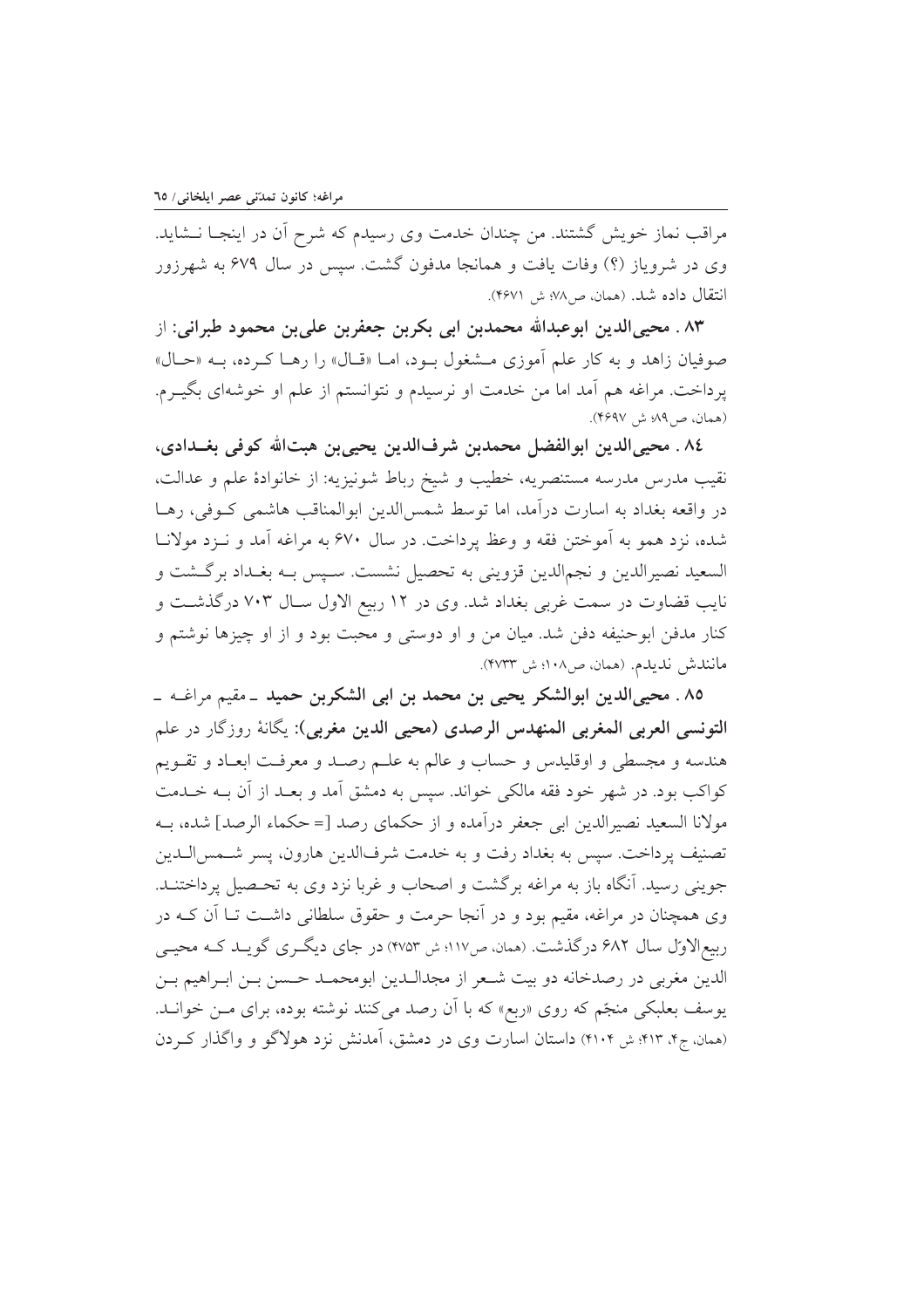مراقب نماز خویش گشتند. من چندان خدمت وی رسیدم که شرح آن در اینجا نشاید. وی در شروياز (؟) وفات یافت و همانجا مدفون گشت. سپس در سال ۶۷۹ به شهرزور انتقال داده شد. (همان، ص۷۸؛ ش ۴۶۷۱).

**۸۳ . محیی‌الدین ابوعبدالله محمدبن ابی بکربن جعفربن علی‌بن محمود طبرانی:** از صوفیان زاهد و به کار علم آموزی مشغول بود، اما «قال» را رها کرده، به «حال» پرداخت. مراغه هم آمد اما من خدمت او نرسیدم و نتوانستم از علم او خوشه‌ای بگیرم. (همان، ص۸۹؛ ش ۴۶۹۷).

**۸٤ . محیی‌الدین ابوالفضل محمدبن شرف‌الدین یحیی‌بن هبت‌الله کوفی بغدادی،** نقیب مدرس مدرسه مستنصریه، خطیب و شیخ رباط شونیزیه: از خانوادهٔ علم و عدالت، در واقعه بغداد به اسارت درآمد، اما توسط شمس‌الدین ابوالمناقب هاشمی کوفی، رها شده، نزد همو به آموختن فقه و وعظ پرداخت. در سال ۶۷۰ به مراغه آمد و نزد مولانا السعید نصیرالدین و نجم‌الدین قزوینی به تحصیل نشست. سپس به بغداد برگشت و نایب قضاوت در سمت غربی بغداد شد. وی در ۱۲ ربیع الاول سال ۷۰۳ درگذشت و کنار مدفن ابوحنیفه دفن شد. میان من و او دوستی و محبت بود و از او چیزها نوشتم و مانندش ندیدم. (همان، ص۱۰۸؛ ش ۴۷۳۳).

**۸۵ . محیی‌الدین ابوالشکر یحیی بن محمد بن ابی الشکربن حمید ـ مقیم مراغه ـ التونسی العربی المغربی المنهدس الرصدی (محیی الدین مغربی):** یگانهٔ روزگار در علم هندسه و مجسطی و اوقلیدس و حساب و عالم به علم رصد و معرفت ابعاد و تقویم کواکب بود. در شهر خود فقه مالکی خواند. سپس به دمشق آمد و بعد از آن به خدمت مولانا السعید نصیرالدین ابی جعفر درآمده و از حکمای رصد [= حکماء الرصد] شده، به تصنیف پرداخت. سپس به بغداد رفت و به خدمت شرف‌الدین هارون، پسر شمس‌الدین جوینی رسید. آنگاه باز به مراغه برگشت و اصحاب و غربا نزد وی به تحصیل پرداختند. وی همچنان در مراغه، مقیم بود و در آنجا حرمت و حقوق سلطانی داشت تا آن که در ربیع‌الاوّل سال ۶۸۲ درگذشت. (همان، ص۱۱۷؛ ش ۴۷۵۳) در جای دیگری گوید که محیی الدین مغربی در رصدخانه دو بیت شعر از مجدالدین ابومحمد حسن بن ابراهیم بن یوسف بعلبکی منجّم که روی «ربع» که با آن رصد می‌کنند نوشته بوده، برای من خواند. (همان، ج۴، ۴۱۳؛ ش ۴۱۰۴) داستان اسارت وی در دمشق، آمدنش نزد هولاگو و واگذار کردن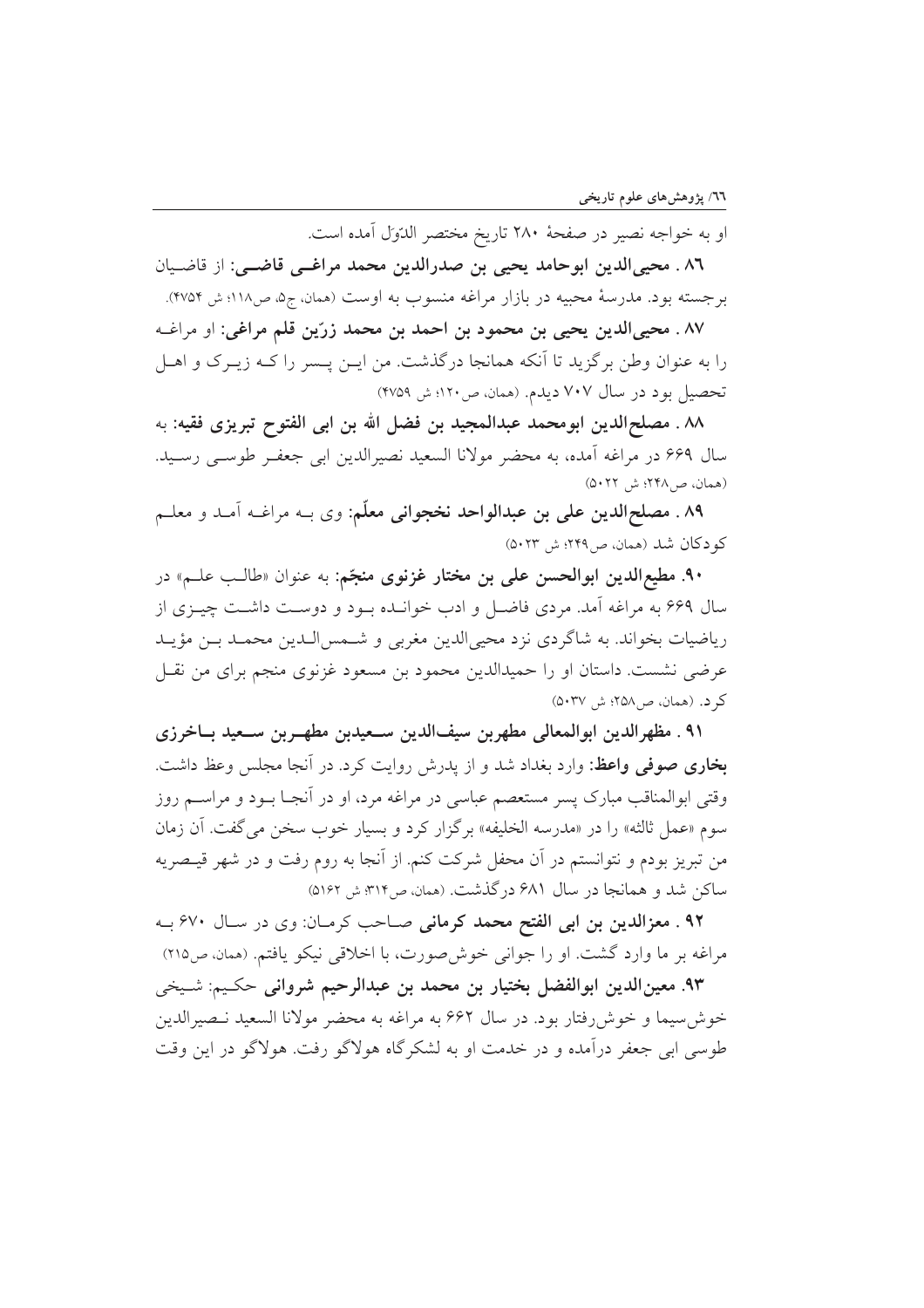او به خواجه نصیر در صفحهٔ ۲۸۰ تاریخ مختصر الدّوَل آمده است.

**٨٦ . محیی‌الدین ابوحامد یحیی بن صدرالدین محمد مراغی قاضی:** از قاضیان برجسته بود. مدرسهٔ محبیه در بازار مراغه منسوب به اوست (همان، ج۵، ص۱۱۸؛ ش ۴۷۵۴).

**٨٧ . محیی‌الدین یحیی بن محمود بن احمد بن محمد زرّین قلم مراغی:** او مراغه را به عنوان وطن برگزید تا آنکه همانجا درگذشت. من این پسر را که زیرک و اهل تحصیل بود در سال ۷۰۷ دیدم. (همان، ص۱۲۰؛ ش ۴۷۵۹)

**٨٨ . مصلح‌الدین ابومحمد عبدالمجید بن فضل الله بن ابی الفتوح تبریزی فقیه:** به سال ۶۶۹ در مراغه آمده، به محضر مولانا السعید نصیرالدین ابی جعفر طوسی رسید. (همان، ص۲۴۸؛ ش ۵۰۲۲)

**٨٩ . مصلح‌الدین علی بن عبدالواحد نخجوانی معلّم:** وی به مراغه آمد و معلم کودکان شد (همان، ص۲۴۹؛ ش ۵۰۲۳)

**٩٠. مطیع‌الدین ابوالحسن علی بن مختار غزنوی منجّم:** به عنوان «طالب علم» در سال ۶۶۹ به مراغه آمد. مردی فاضل و ادب خوانده بود و دوست داشت چیزی از ریاضیات بخواند. به شاگردی نزد محیی‌الدین مغربی و شمس‌الدین محمد بن مؤید عرضی نشست. داستان او را حمیدالدین محمود بن مسعود غزنوی منجم برای من نقل کرد. (همان، ص۲۵۸؛ ش ۵۰۳۷)

**٩١ . مظهرالدین ابوالمعالی مطهربن سیف‌الدین سعیدبن مطهربن سعید باخرزی بخاری صوفی واعظ:** وارد بغداد شد و از پدرش روایت کرد. در آنجا مجلس وعظ داشت. وقتی ابوالمناقب مبارک پسر مستعصم عباسی در مراغه مرد، او در آنجا بود و مراسم روز سوم «عمل ثالثه» را در «مدرسه الخلیفه» برگزار کرد و بسیار خوب سخن می‌گفت. آن زمان من تبریز بودم و نتوانستم در آن محفل شرکت کنم. از آنجا به روم رفت و در شهر قیصریه ساکن شد و همانجا در سال ۶۸۱ درگذشت. (همان، ص۳۱۴؛ ش ۵۱۶۲)

**٩٢ . معزالدین بن ابی الفتح محمد کرمانی** صاحب کرمان: وی در سال ۶۷۰ به مراغه بر ما وارد گشت. او را جوانی خوش‌صورت، با اخلاقی نیکو یافتم. (همان، ص۲۱۵)

**٩٣. معین‌الدین ابوالفضل بختیار بن محمد بن عبدالرحیم شروانی** حکیم: شیخی خوش‌سیما و خوش‌رفتار بود. در سال ۶۶۲ به مراغه به محضر مولانا السعید نصیرالدین طوسی ابی جعفر درآمده و در خدمت او به لشکرگاه هولاگو رفت. هولاگو در این وقت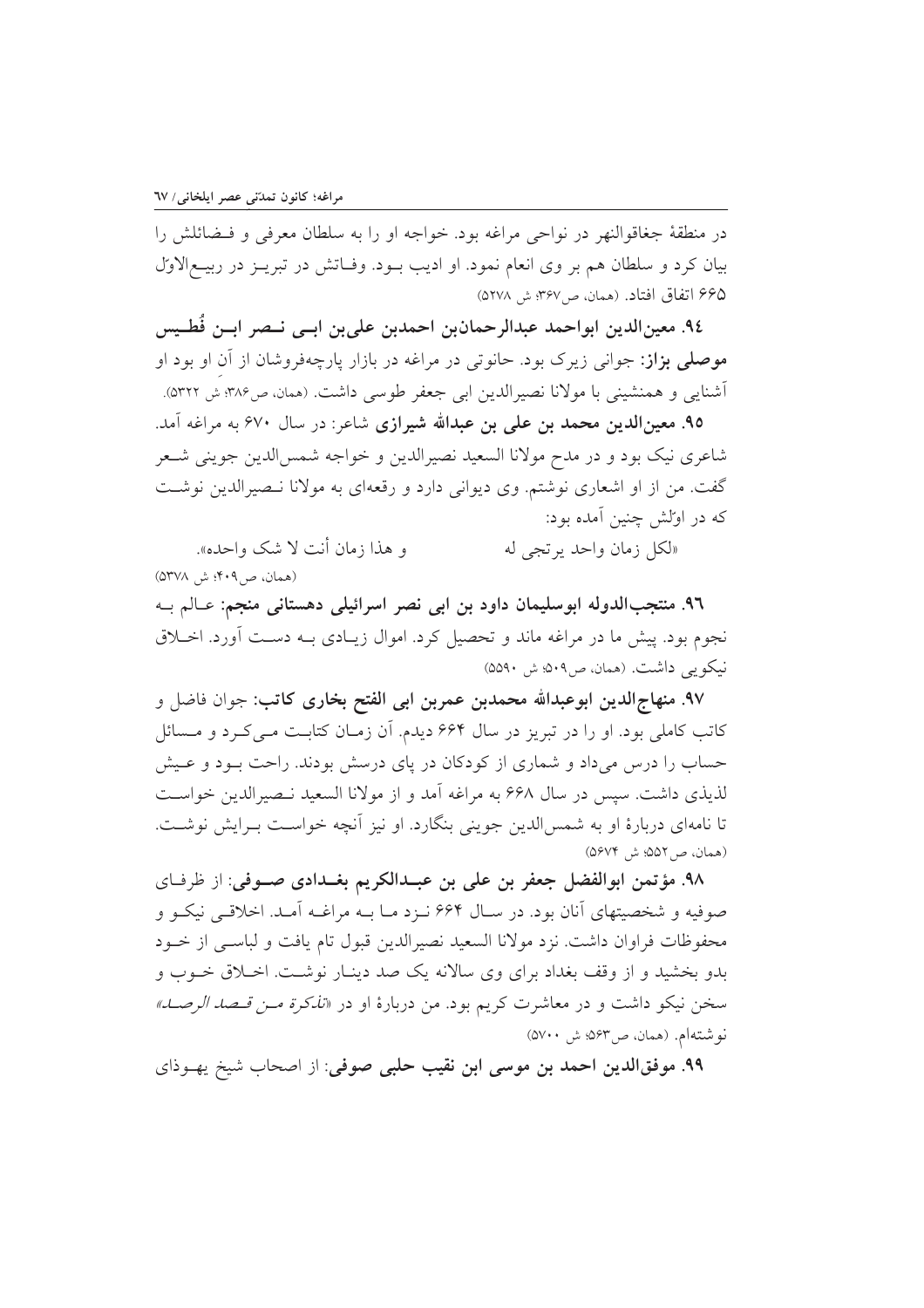در منطقهٔ جغاقوالنهر در نواحی مراغه بود. خواجه او را به سلطان معرفی و فـضائلش را بیان کرد و سلطان هم بر وی انعام نمود. او ادیب بـود. وفـاتش در تبریـز در ربیـع‌الاول ۶۶۵ اتفاق افتاد. (همان، ص۳۶۷؛ ش ۵۲۷۸)

**۹۴. معین‌الدین ابواحمد عبدالرحمان‌بن احمدبن علی‌بن ابـی نـصر ابـن قُطـیس موصلی بزاز:** جوانی زیرک بود. حانوتی در مراغه در بازار پارچه‌فروشان از آنِ او بود او آشنایی و همنشینی با مولانا نصیرالدین ابی جعفر طوسی داشت. (همان، ص۳۸۶؛ ش ۵۳۲۲).

**۹۵. معین‌الدین محمد بن علی بن عبدالله شیرازی** شاعر: در سال ۶۷۰ به مراغه آمد. شاعری نیک بود و در مدح مولانا السعید نصیرالدین و خواجه شمس‌الدین جوینی شـعر گفت. من از او اشعاری نوشتم. وی دیوانی دارد و رقعه‌ای به مولانا نـصیرالدین نوشـت که در اوّلش چنین آمده بود:

«لکل زمان واحد یرتجی له          و هذا زمان أنت لا شک واحده».

(همان، ص۴۰۹؛ ش ۵۳۷۸)

**۹۶. منتجب‌الدوله ابوسلیمان داود بن ابی نصر اسرائیلی دهستانی منجم:** عـالم بـه نجوم بود. پیش ما در مراغه ماند و تحصیل کرد. اموال زیـادی بـه دسـت آورد. اخـلاق نیکویی داشت. (همان، ص۵۰۹؛ ش ۵۵۹۰)

**۹۷. منهاج‌الدین ابوعبدالله محمدبن عمربن ابی الفتح بخاری کاتب:** جوان فاضل و کاتب کاملی بود. او را در تبریز در سال ۶۶۴ دیدم. آن زمـان کتابـت مـی‌کـرد و مـسائل حساب را درس می‌داد و شماری از کودکان در پای درسش بودند. راحت بـود و عـیش لذیذی داشت. سپس در سال ۶۶۸ به مراغه آمد و از مولانا السعید نـصیرالدین خواسـت تا نامه‌ای دربارهٔ او به شمس‌الدین جوینی بنگارد. او نیز آنچه خواسـت بـرایش نوشـت. (همان، ص۵۵۲؛ ش ۵۶۷۴)

**۹۸. مؤتمن ابوالفضل جعفر بن علی بن عبـدالکریم بغـدادی صـوفی:** از ظرفـای صوفیه و شخصیتهای آنان بود. در سـال ۶۶۴ نـزد مـا بـه مراغـه آمـد. اخلاقـی نیکـو و محفوظات فراوان داشت. نزد مولانا السعید نصیرالدین قبول تام یافت و لباسـی از خـود بدو بخشید و از وقف بغداد برای وی سالانه یک صد دینـار نوشـت. اخـلاق خـوب و سخن نیکو داشت و در معاشرت کریم بود. من دربارهٔ او در «*تذکرة مـن قـصد الرصـد*» نوشته‌ام. (همان، ص۵۶۳؛ ش ۵۷۰۰)

**۹۹. موفق‌الدین احمد بن موسی ابن نقیب حلبی صوفی:** از اصحاب شیخ یهـوذای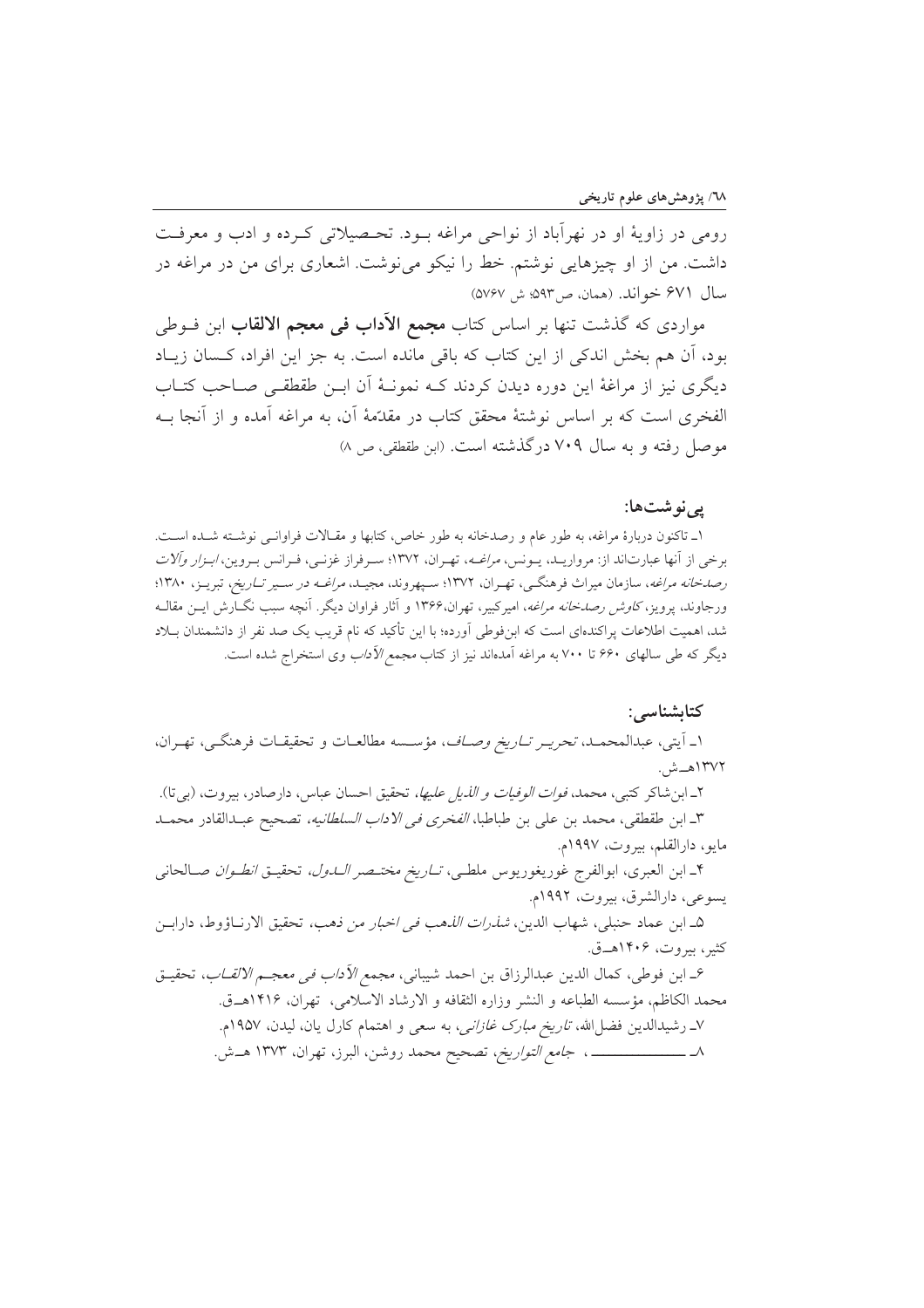رومی در زاویهٔ او در نهرآباد از نواحی مراغه بود. تحصیلاتی کرده و ادب و معرفت داشت. من از او چیزهایی نوشتم. خط را نیکو می‌نوشت. اشعاری برای من در مراغه در سال ۶۷۱ خواند. (همان، ص۵۹۳؛ ش ۵۷۶۷)

مواردی که گذشت تنها بر اساس کتاب **مجمع الآداب فی معجم الالقاب** ابن فوطی بود، آن هم بخش اندکی از این کتاب که باقی مانده است. به جز این افراد، کسان زیاد دیگری نیز از مراغهٔ این دوره دیدن کردند که نمونهٔ آن ابن طقطقی صاحب کتاب الفخری است که بر اساس نوشتهٔ محقق کتاب در مقدّمهٔ آن، به مراغه آمده و از آنجا به موصل رفته و به سال ۷۰۹ درگذشته است. (ابن طقطقی، ص ۸)

### پی‌نوشت‌ها:

۱ـ تاکنون دربارهٔ مراغه، به طور عام و رصدخانه به طور خاص، کتابها و مقالات فراوانی نوشته شده است. برخی از آنها عبارت‌اند از: مرواریـد، یـونس، *مراغـه*، تهـران، ۱۳۷۲؛ سـرفراز غزنـی، فـرانس بـروین، *ابـزار وآلات رصدخانه مراغه*، سازمان میراث فرهنگـی، تهـران، ۱۳۷۲؛ سـپهروند، مجیـد، *مراغـه در سـیر تـاریخ*، تبریـز، ۱۳۸۰؛ ورجاوند، پرویز، *کاوش رصدخانه مراغه*، امیرکبیر، تهران،۱۳۶۶ و آثار فراوان دیگر. آنچه سبب نگـارش ایـن مقالـه شد، اهمیت اطلاعات پراکنده‌ای است که ابن‌فوطی آورده؛ با این تأکید که نام قریب یک صد نفر از دانشمندان بـلاد دیگر که طی سالهای ۶۶۰ تا ۷۰۰ به مراغه آمده‌اند نیز از کتاب *مجمع الآداب* وی استخراج شده است.

### کتابشناسی:

۱ـ آیتی، عبدالمحمـد، *تحریـر تـاریخ وصـاف*، مؤسـسه مطالعـات و تحقیقـات فرهنگـی، تهـران، ۱۳۷۲هـ‍.ش.

۲ـ ابن‌شاکر کتبی، محمد، *فوات الوفیات و الذیل علیها*، تحقیق احسان عباس، دارصادر، بیروت، (بی‌تا).

۳ـ ابن طقطقی، محمد بن علی بن طباطبا، *الفخری فی الاداب السلطانیه*، تصحیح عبـدالقادر محمـد مایو، دارالقلم، بیروت، ۱۹۹۷م.

۴ـ ابن العبری، ابوالفرج غوریغوریوس ملطـی، *تـاریخ مختـصر الـدول*، تحقیـق *انطـوان* صـالحانی یسوعی، دارالشرق، بیروت، ۱۹۹۲م.

۵ـ ابن عماد حنبلی، شهاب الدین، *شذرات الذهب فی اخبار من ذهب*، تحقیق الارنـاؤوط، دارابـن کثیر، بیروت، ۱۴۰۶هـ‍.ق.

۶ـ ابن فوطی، کمال الدین عبدالرزاق بن احمد شیبانی، *مجمع الآداب فی معجـم الالقـاب*، تحقیـق محمد الکاظم، مؤسسه الطباعه و النشر وزاره الثقافه و الارشاد الاسلامی، تهران، ۱۴۱۶هـ‍.ق.

۷ـ رشیدالدین فضل‌الله، *تاریخ مبارک غازانی*، به سعی و اهتمام کارل یان، لیدن، ۱۹۵۷م.

۸ـ ــــــــــــ، *جامع التواریخ*، تصحیح محمد روشن، البرز، تهران، ۱۳۷۳ هـ‍.ش.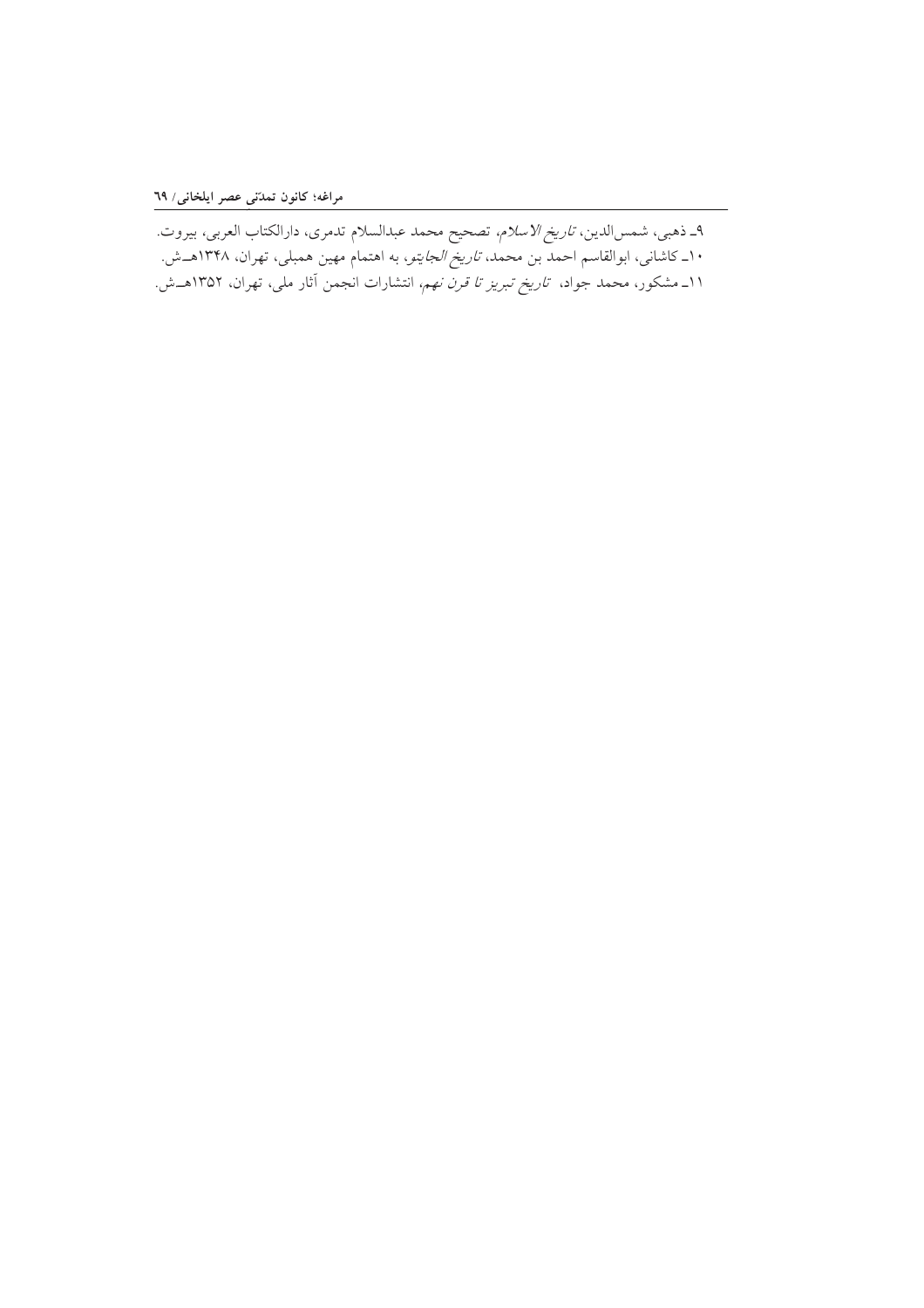۹ـ ذهبی، شمس‌الدین، *تاریخ الاسلام*، تصحیح محمد عبدالسلام تدمری، دارالکتاب العربی، بیروت.

۱۰ـ کاشانی، ابوالقاسم احمد بن محمد، *تاریخ الجایتو*، به اهتمام مهین همبلی، تهران، ۱۳۴۸هـ‌ش.

۱۱ـ مشکور، محمد جواد، *تاریخ تبریز تا قرن نهم*، انتشارات انجمن آثار ملی، تهران، ۱۳۵۲هـ‌ش.